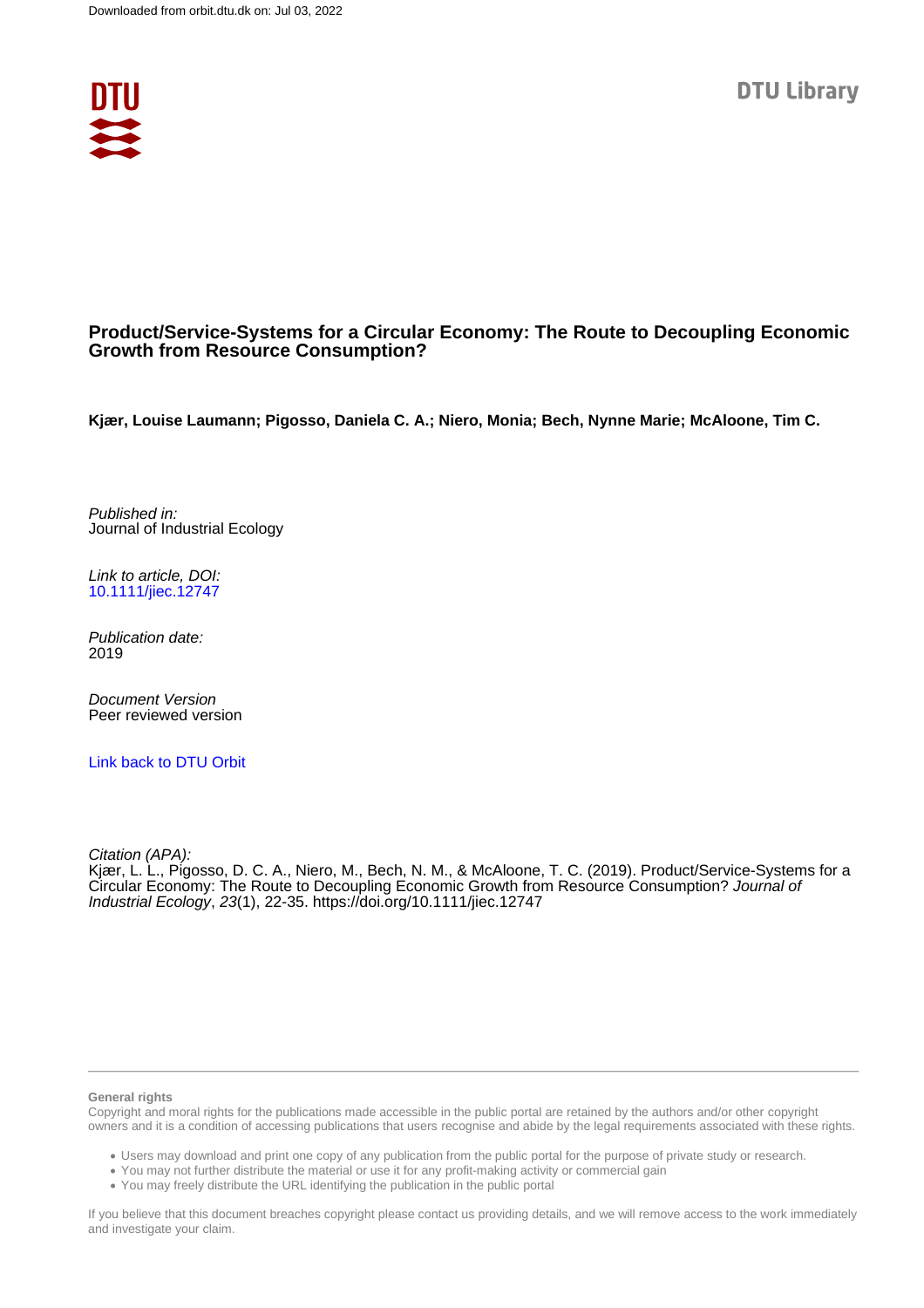Downloaded from orbit.dtu.dk on: Jul 03, 2022

DTU Library

# Product/Service-Systems for a Circular Economy: The Route to Decoupling Economic Growth from Resource Consumption?

**Kjær, Louise Laumann; Pigosso, Daniela C. A.; Niero, Monia; Bech, Nynne Marie; McAloone, Tim C.**

*Published in:*
Journal of Industrial Ecology

*Link to article, DOI:*
10.1111/jiec.12747

*Publication date:*
2019

*Document Version*
Peer reviewed version

Link back to DTU Orbit

*Citation (APA):*
Kjær, L. L., Pigosso, D. C. A., Niero, M., Bech, N. M., & McAloone, T. C. (2019). Product/Service-Systems for a Circular Economy: The Route to Decoupling Economic Growth from Resource Consumption? *Journal of Industrial Ecology*, *23*(1), 22-35. https://doi.org/10.1111/jiec.12747

**General rights**

Copyright and moral rights for the publications made accessible in the public portal are retained by the authors and/or other copyright owners and it is a condition of accessing publications that users recognise and abide by the legal requirements associated with these rights.

- Users may download and print one copy of any publication from the public portal for the purpose of private study or research.
- You may not further distribute the material or use it for any profit-making activity or commercial gain
- You may freely distribute the URL identifying the publication in the public portal

If you believe that this document breaches copyright please contact us providing details, and we will remove access to the work immediately and investigate your claim.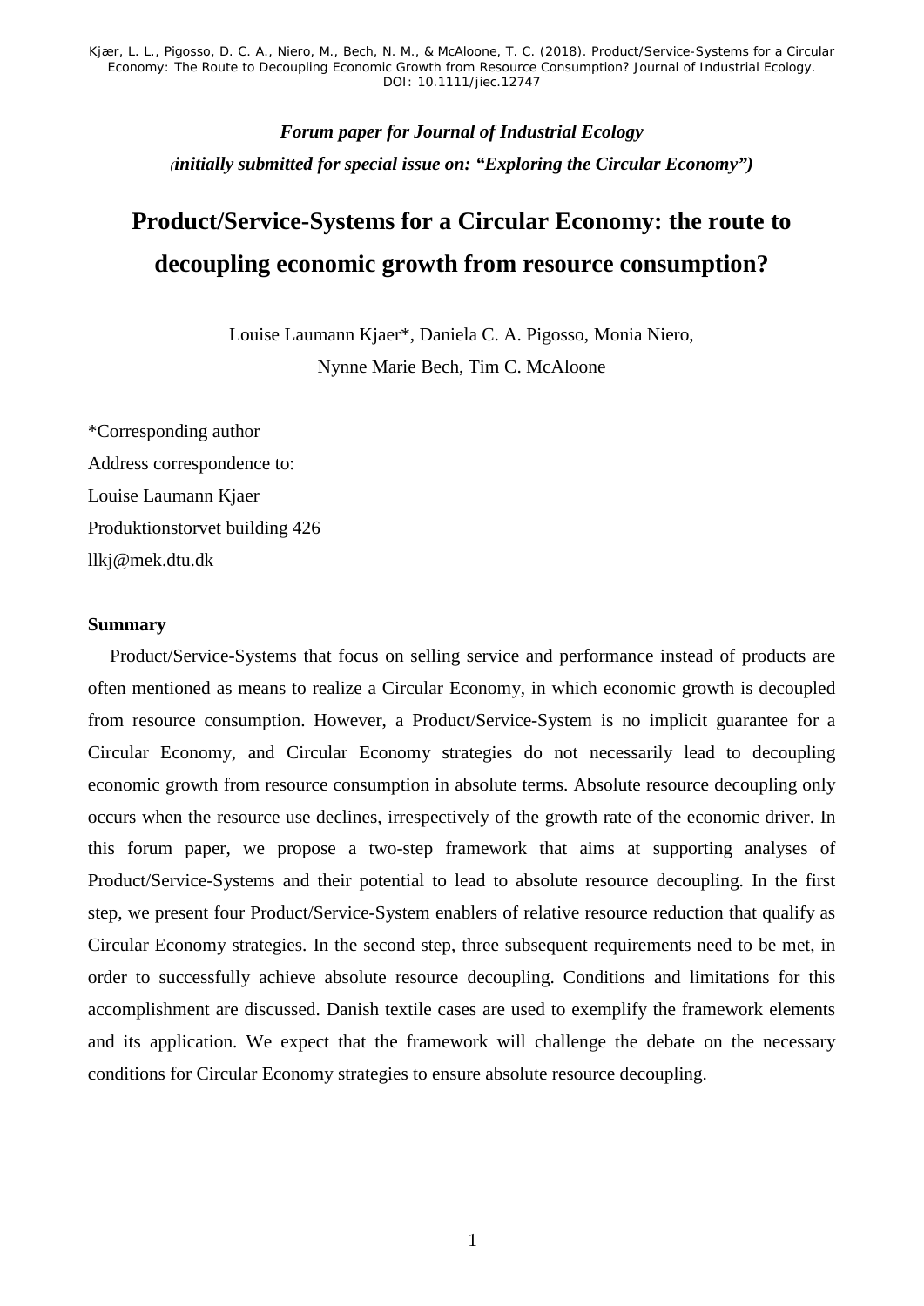*Forum paper for Journal of Industrial Ecology*

*(initially submitted for special issue on: "Exploring the Circular Economy")*

# Product/Service-Systems for a Circular Economy: the route to decoupling economic growth from resource consumption?

Louise Laumann Kjaer*, Daniela C. A. Pigosso, Monia Niero, Nynne Marie Bech, Tim C. McAloone

*Corresponding author

Address correspondence to:

Louise Laumann Kjaer

Produktionstorvet building 426

llkj@mek.dtu.dk

## Summary

Product/Service-Systems that focus on selling service and performance instead of products are often mentioned as means to realize a Circular Economy, in which economic growth is decoupled from resource consumption. However, a Product/Service-System is no implicit guarantee for a Circular Economy, and Circular Economy strategies do not necessarily lead to decoupling economic growth from resource consumption in absolute terms. Absolute resource decoupling only occurs when the resource use declines, irrespectively of the growth rate of the economic driver. In this forum paper, we propose a two-step framework that aims at supporting analyses of Product/Service-Systems and their potential to lead to absolute resource decoupling. In the first step, we present four Product/Service-System enablers of relative resource reduction that qualify as Circular Economy strategies. In the second step, three subsequent requirements need to be met, in order to successfully achieve absolute resource decoupling. Conditions and limitations for this accomplishment are discussed. Danish textile cases are used to exemplify the framework elements and its application. We expect that the framework will challenge the debate on the necessary conditions for Circular Economy strategies to ensure absolute resource decoupling.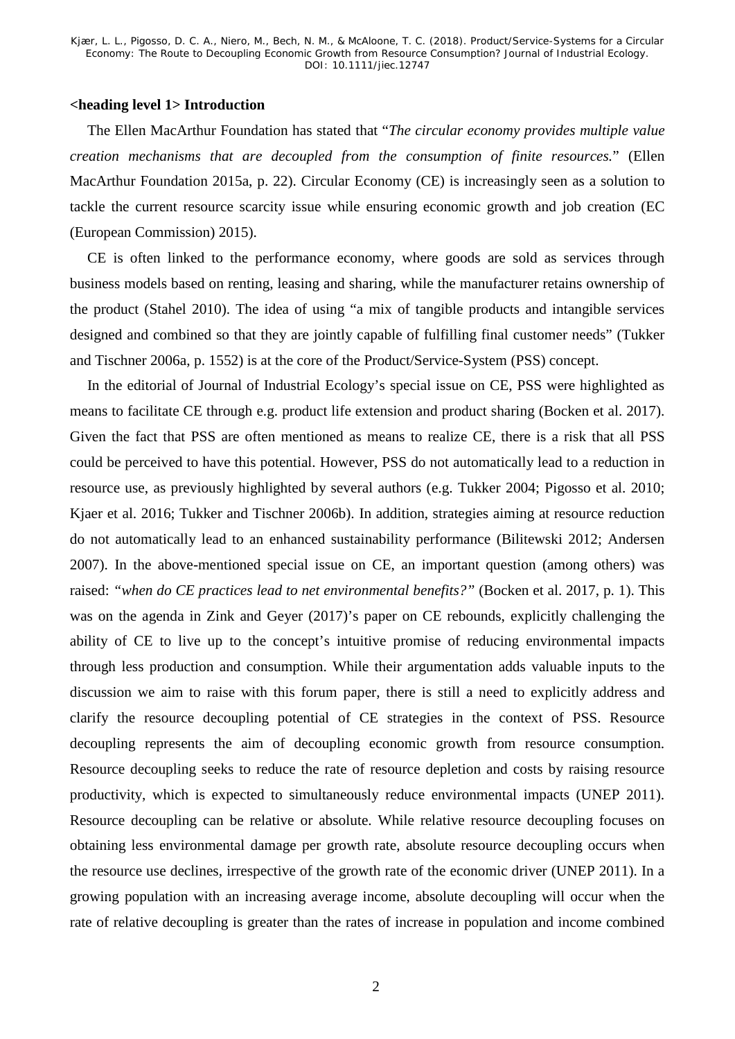# Introduction

The Ellen MacArthur Foundation has stated that "*The circular economy provides multiple value creation mechanisms that are decoupled from the consumption of finite resources.*" (Ellen MacArthur Foundation 2015a, p. 22). Circular Economy (CE) is increasingly seen as a solution to tackle the current resource scarcity issue while ensuring economic growth and job creation (EC (European Commission) 2015).

CE is often linked to the performance economy, where goods are sold as services through business models based on renting, leasing and sharing, while the manufacturer retains ownership of the product (Stahel 2010). The idea of using "a mix of tangible products and intangible services designed and combined so that they are jointly capable of fulfilling final customer needs" (Tukker and Tischner 2006a, p. 1552) is at the core of the Product/Service-System (PSS) concept.

In the editorial of Journal of Industrial Ecology's special issue on CE, PSS were highlighted as means to facilitate CE through e.g. product life extension and product sharing (Bocken et al. 2017). Given the fact that PSS are often mentioned as means to realize CE, there is a risk that all PSS could be perceived to have this potential. However, PSS do not automatically lead to a reduction in resource use, as previously highlighted by several authors (e.g. Tukker 2004; Pigosso et al. 2010; Kjaer et al. 2016; Tukker and Tischner 2006b). In addition, strategies aiming at resource reduction do not automatically lead to an enhanced sustainability performance (Bilitewski 2012; Andersen 2007). In the above-mentioned special issue on CE, an important question (among others) was raised: *"when do CE practices lead to net environmental benefits?"* (Bocken et al. 2017, p. 1). This was on the agenda in Zink and Geyer (2017)'s paper on CE rebounds, explicitly challenging the ability of CE to live up to the concept's intuitive promise of reducing environmental impacts through less production and consumption. While their argumentation adds valuable inputs to the discussion we aim to raise with this forum paper, there is still a need to explicitly address and clarify the resource decoupling potential of CE strategies in the context of PSS. Resource decoupling represents the aim of decoupling economic growth from resource consumption. Resource decoupling seeks to reduce the rate of resource depletion and costs by raising resource productivity, which is expected to simultaneously reduce environmental impacts (UNEP 2011). Resource decoupling can be relative or absolute. While relative resource decoupling focuses on obtaining less environmental damage per growth rate, absolute resource decoupling occurs when the resource use declines, irrespective of the growth rate of the economic driver (UNEP 2011). In a growing population with an increasing average income, absolute decoupling will occur when the rate of relative decoupling is greater than the rates of increase in population and income combined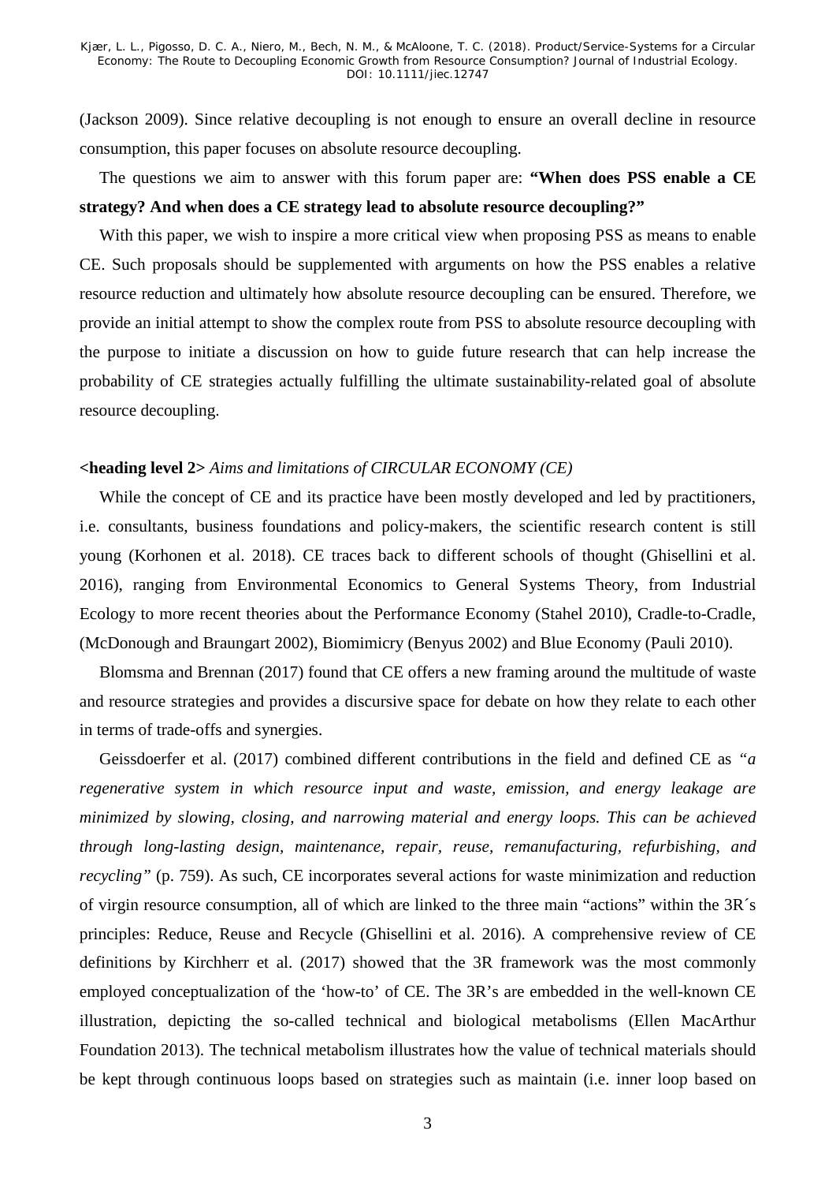(Jackson 2009). Since relative decoupling is not enough to ensure an overall decline in resource consumption, this paper focuses on absolute resource decoupling.

The questions we aim to answer with this forum paper are: **"When does PSS enable a CE strategy? And when does a CE strategy lead to absolute resource decoupling?"**

With this paper, we wish to inspire a more critical view when proposing PSS as means to enable CE. Such proposals should be supplemented with arguments on how the PSS enables a relative resource reduction and ultimately how absolute decoupling can be ensured. Therefore, we provide an initial attempt to show the complex route from PSS to absolute resource decoupling with the purpose to initiate a discussion on how to guide future research that can help increase the probability of CE strategies actually fulfilling the ultimate sustainability-related goal of absolute resource decoupling.

**<heading level 2>** *Aims and limitations of CIRCULAR ECONOMY (CE)*

While the concept of CE and its practice have been mostly developed and led by practitioners, i.e. consultants, business foundations and policy-makers, the scientific research content is still young (Korhonen et al. 2018). CE traces back to different schools of thought (Ghisellini et al. 2016), ranging from Environmental Economics to General Systems Theory, from Industrial Ecology to more recent theories about the Performance Economy (Stahel 2010), Cradle-to-Cradle, (McDonough and Braungart 2002), Biomimicry (Benyus 2002) and Blue Economy (Pauli 2010).

Blomsma and Brennan (2017) found that CE offers a new framing around the multitude of waste and resource strategies and provides a discursive space for debate on how they relate to each other in terms of trade-offs and synergies.

Geissdoerfer et al. (2017) combined different contributions in the field and defined CE as *"a regenerative system in which resource input and waste, emission, and energy leakage are minimized by slowing, closing, and narrowing material and energy loops. This can be achieved through long-lasting design, maintenance, repair, reuse, remanufacturing, refurbishing, and recycling"* (p. 759). As such, CE incorporates several actions for waste minimization and reduction of virgin resource consumption, all of which are linked to the three main "actions" within the 3R´s principles: Reduce, Reuse and Recycle (Ghisellini et al. 2016). A comprehensive review of CE definitions by Kirchherr et al. (2017) showed that the 3R framework was the most commonly employed conceptualization of the 'how-to' of CE. The 3R's are embedded in the well-known CE illustration, depicting the so-called technical and biological metabolisms (Ellen MacArthur Foundation 2013). The technical metabolism illustrates how the value of technical materials should be kept through continuous loops based on strategies such as maintain (i.e. inner loop based on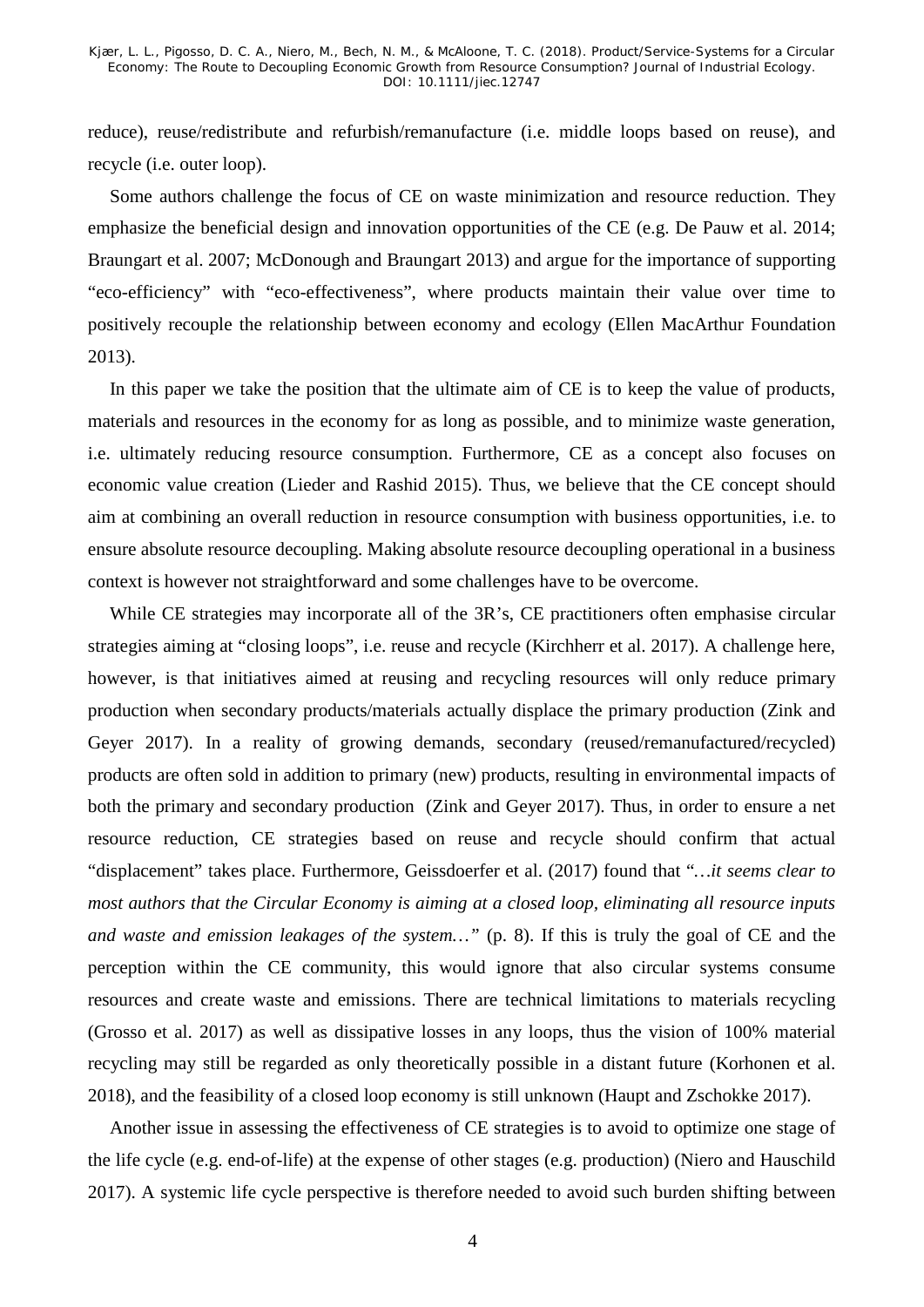reduce), reuse/redistribute and refurbish/remanufacture (i.e. middle loops based on reuse), and recycle (i.e. outer loop).

Some authors challenge the focus of CE on waste minimization and resource reduction. They emphasize the beneficial design and innovation opportunities of the CE (e.g. De Pauw et al. 2014; Braungart et al. 2007; McDonough and Braungart 2013) and argue for the importance of supporting "eco-efficiency" with "eco-effectiveness", where products maintain their value over time to positively recouple the relationship between economy and ecology (Ellen MacArthur Foundation 2013).

In this paper we take the position that the ultimate aim of CE is to keep the value of products, materials and resources in the economy for as long as possible, and to minimize waste generation, i.e. ultimately reducing resource consumption. Furthermore, CE as a concept also focuses on economic value creation (Lieder and Rashid 2015). Thus, we believe that the CE concept should aim at combining an overall reduction in resource consumption with business opportunities, i.e. to ensure absolute resource decoupling. Making absolute resource decoupling operational in a business context is however not straightforward and some challenges have to be overcome.

While CE strategies may incorporate all of the 3R's, CE practitioners often emphasise circular strategies aiming at "closing loops", i.e. reuse and recycle (Kirchherr et al. 2017). A challenge here, however, is that initiatives aimed at reusing and recycling resources will only reduce primary production when secondary products/materials actually displace the primary production (Zink and Geyer 2017). In a reality of growing demands, secondary (reused/remanufactured/recycled) products are often sold in addition to primary (new) products, resulting in environmental impacts of both the primary and secondary production (Zink and Geyer 2017). Thus, in order to ensure a net resource reduction, CE strategies based on reuse and recycle should confirm that actual "displacement" takes place. Furthermore, Geissdoerfer et al. (2017) found that "*…it seems clear to most authors that the Circular Economy is aiming at a closed loop, eliminating all resource inputs and waste and emission leakages of the system…*" (p. 8). If this is truly the goal of CE and the perception within the CE community, this would ignore that also circular systems consume resources and create waste and emissions. There are technical limitations to materials recycling (Grosso et al. 2017) as well as dissipative losses in any loops, thus the vision of 100% material recycling may still be regarded as only theoretically possible in a distant future (Korhonen et al. 2018), and the feasibility of a closed loop economy is still unknown (Haupt and Zschokke 2017).

Another issue in assessing the effectiveness of CE strategies is to avoid to optimize one stage of the life cycle (e.g. end-of-life) at the expense of other stages (e.g. production) (Niero and Hauschild 2017). A systemic life cycle perspective is therefore needed to avoid such burden shifting between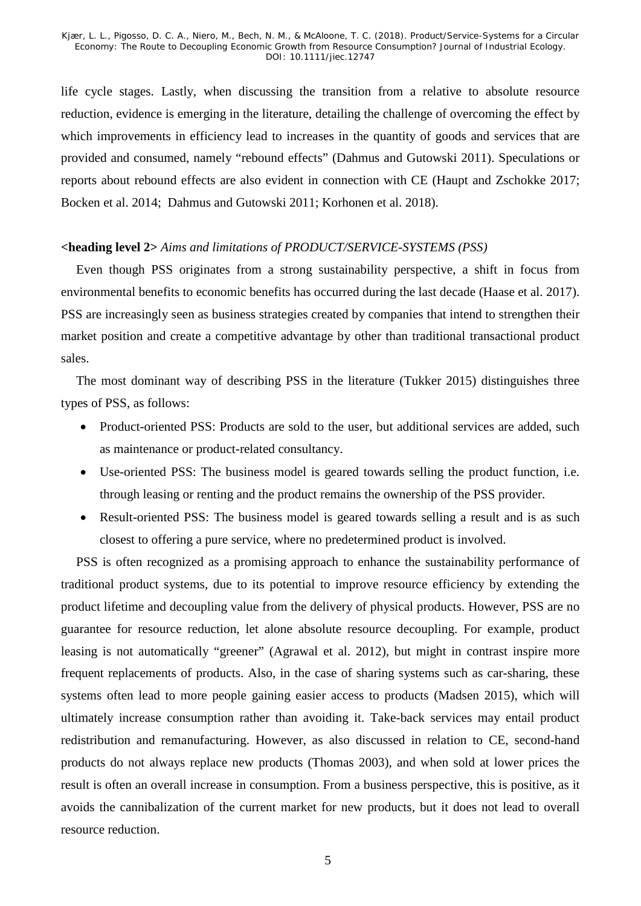life cycle stages. Lastly, when discussing the transition from a relative to absolute resource reduction, evidence is emerging in the literature, detailing the challenge of overcoming the effect by which improvements in efficiency lead to increases in the quantity of goods and services that are provided and consumed, namely "rebound effects" (Dahmus and Gutowski 2011). Speculations or reports about rebound effects are also evident in connection with CE (Haupt and Zschokke 2017; Bocken et al. 2014; Dahmus and Gutowski 2011; Korhonen et al. 2018).

**<heading level 2>** *Aims and limitations of PRODUCT/SERVICE-SYSTEMS (PSS)*

Even though PSS originates from a strong sustainability perspective, a shift in focus from environmental benefits to economic benefits has occurred during the last decade (Haase et al. 2017). PSS are increasingly seen as business strategies created by companies that intend to strengthen their market position and create a competitive advantage by other than traditional transactional product sales.

The most dominant way of describing PSS in the literature (Tukker 2015) distinguishes three types of PSS, as follows:

- Product-oriented PSS: Products are sold to the user, but additional services are added, such as maintenance or product-related consultancy.
- Use-oriented PSS: The business model is geared towards selling the product function, i.e. through leasing or renting and the product remains the ownership of the PSS provider.
- Result-oriented PSS: The business model is geared towards selling a result and is as such closest to offering a pure service, where no predetermined product is involved.

PSS is often recognized as a promising approach to enhance the sustainability performance of traditional product systems, due to its potential to improve resource efficiency by extending the product lifetime and decoupling value from the delivery of physical products. However, PSS are no guarantee for resource reduction, let alone absolute resource decoupling. For example, product leasing is not automatically "greener" (Agrawal et al. 2012), but might in contrast inspire more frequent replacements of products. Also, in the case of sharing systems such as car-sharing, these systems often lead to more people gaining easier access to products (Madsen 2015), which will ultimately increase consumption rather than avoiding it. Take-back services may entail product redistribution and remanufacturing. However, as also discussed in relation to CE, second-hand products do not always replace new products (Thomas 2003), and when sold at lower prices the result is often an overall increase in consumption. From a business perspective, this is positive, as it avoids the cannibalization of the current market for new products, but it does not lead to overall resource reduction.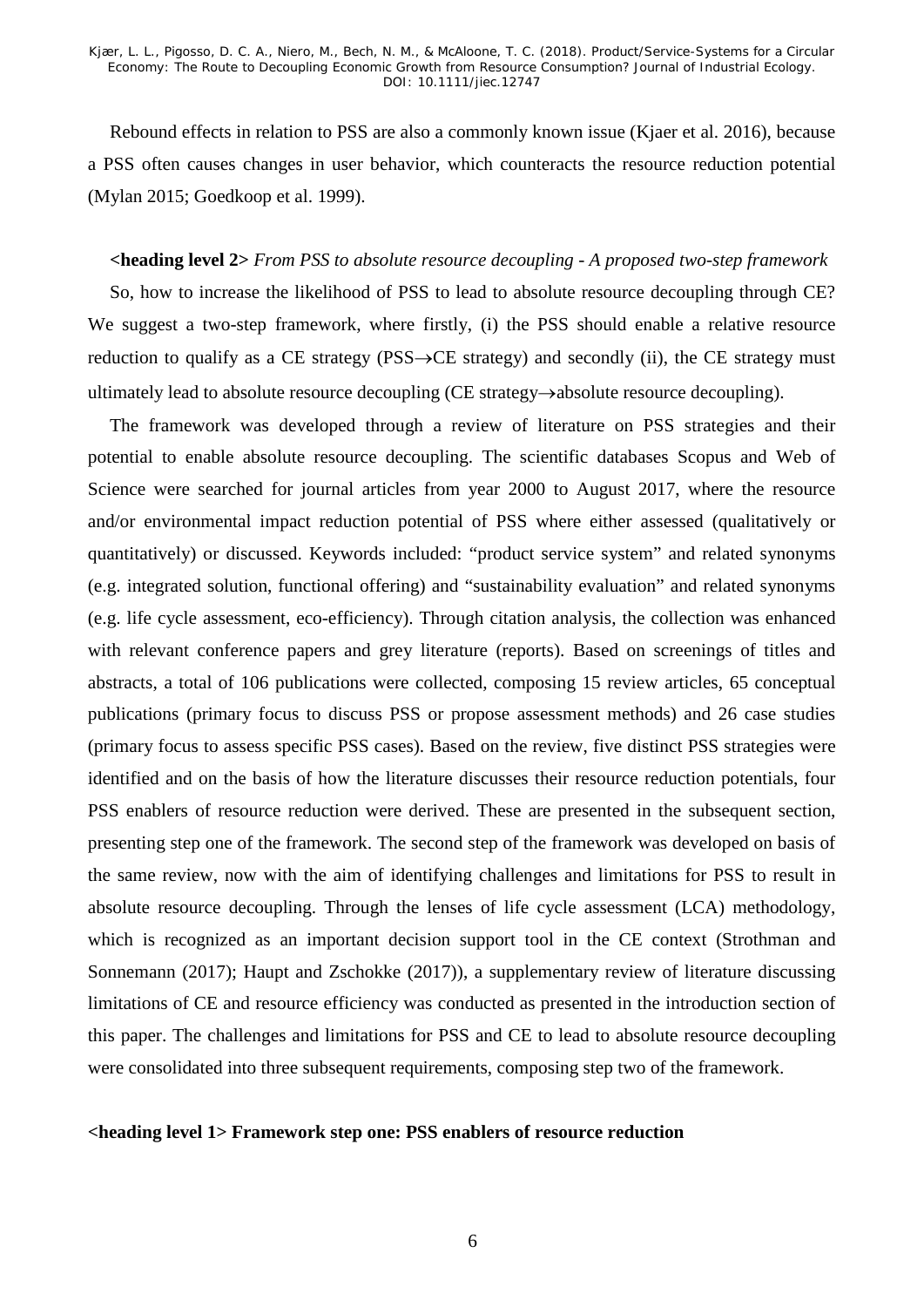Rebound effects in relation to PSS are also a commonly known issue (Kjaer et al. 2016), because a PSS often causes changes in user behavior, which counteracts the resource reduction potential (Mylan 2015; Goedkoop et al. 1999).

**<heading level 2>** *From PSS to absolute resource decoupling - A proposed two-step framework*

So, how to increase the likelihood of PSS to lead to absolute resource decoupling through CE? We suggest a two-step framework, where firstly, (i) the PSS should enable a relative resource reduction to qualify as a CE strategy (PSS→CE strategy) and secondly (ii), the CE strategy must ultimately lead to absolute resource decoupling (CE strategy→absolute resource decoupling).

The framework was developed through a review of literature on PSS strategies and their potential to enable absolute resource decoupling. The scientific databases Scopus and Web of Science were searched for journal articles from year 2000 to August 2017, where the resource and/or environmental impact reduction potential of PSS where either assessed (qualitatively or quantitatively) or discussed. Keywords included: "product service system" and related synonyms (e.g. integrated solution, functional offering) and "sustainability evaluation" and related synonyms (e.g. life cycle assessment, eco-efficiency). Through citation analysis, the collection was enhanced with relevant conference papers and grey literature (reports). Based on screenings of titles and abstracts, a total of 106 publications were collected, composing 15 review articles, 65 conceptual publications (primary focus to discuss PSS or propose assessment methods) and 26 case studies (primary focus to assess specific PSS cases). Based on the review, five distinct PSS strategies were identified and on the basis of how the literature discusses their resource reduction potentials, four PSS enablers of resource reduction were derived. These are presented in the subsequent section, presenting step one of the framework. The second step of the framework was developed on basis of the same review, now with the aim of identifying challenges and limitations for PSS to result in absolute resource decoupling. Through the lenses of life cycle assessment (LCA) methodology, which is recognized as an important decision support tool in the CE context (Strothman and Sonnemann (2017); Haupt and Zschokke (2017)), a supplementary review of literature discussing limitations of CE and resource efficiency was conducted as presented in the introduction section of this paper. The challenges and limitations for PSS and CE to lead to absolute resource decoupling were consolidated into three subsequent requirements, composing step two of the framework.

**<heading level 1> Framework step one: PSS enablers of resource reduction**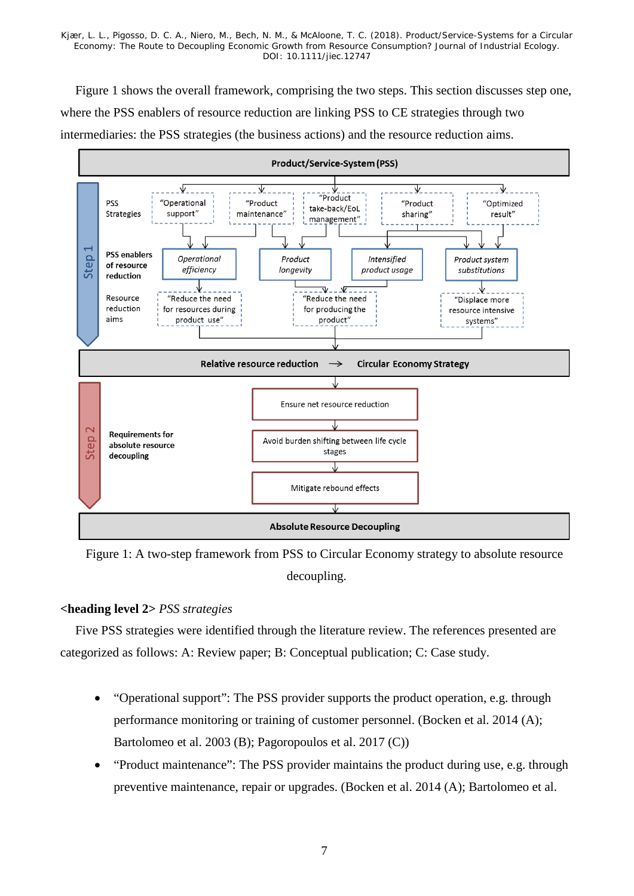Figure 1 shows the overall framework, comprising the two steps. This section discusses step one, where the PSS enablers of resource reduction are linking PSS to CE strategies through two intermediaries: the PSS strategies (the business actions) and the resource reduction aims.

Figure 1: A two-step framework from PSS to Circular Economy strategy to absolute resource decoupling.

**<heading level 2>** *PSS strategies*

Five PSS strategies were identified through the literature review. The references presented are categorized as follows: A: Review paper; B: Conceptual publication; C: Case study.

- "Operational support": The PSS provider supports the product operation, e.g. through performance monitoring or training of customer personnel. (Bocken et al. 2014 (A); Bartolomeo et al. 2003 (B); Pagoropoulos et al. 2017 (C))
- "Product maintenance": The PSS provider maintains the product during use, e.g. through preventive maintenance, repair or upgrades. (Bocken et al. 2014 (A); Bartolomeo et al.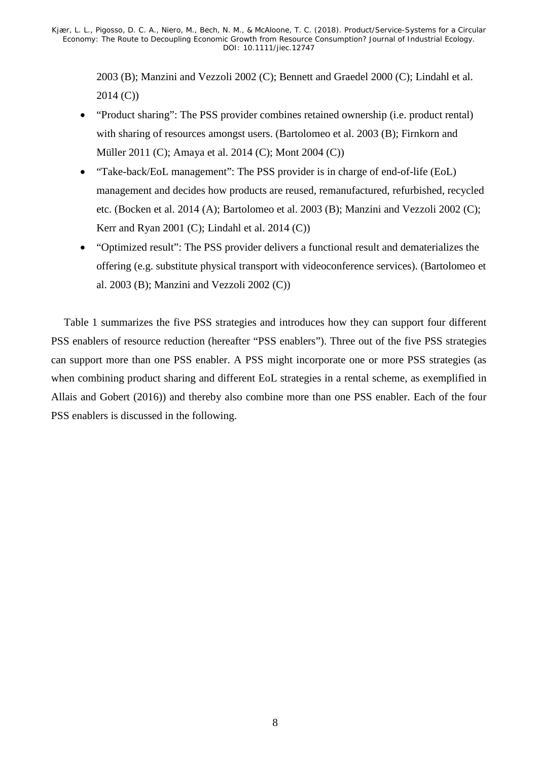2003 (B); Manzini and Vezzoli 2002 (C); Bennett and Graedel 2000 (C); Lindahl et al. 2014 (C))

- "Product sharing": The PSS provider combines retained ownership (i.e. product rental) with sharing of resources amongst users. (Bartolomeo et al. 2003 (B); Firnkorn and Müller 2011 (C); Amaya et al. 2014 (C); Mont 2004 (C))
- "Take-back/EoL management": The PSS provider is in charge of end-of-life (EoL) management and decides how products are reused, remanufactured, refurbished, recycled etc. (Bocken et al. 2014 (A); Bartolomeo et al. 2003 (B); Manzini and Vezzoli 2002 (C); Kerr and Ryan 2001 (C); Lindahl et al. 2014 (C))
- "Optimized result": The PSS provider delivers a functional result and dematerializes the offering (e.g. substitute physical transport with videoconference services). (Bartolomeo et al. 2003 (B); Manzini and Vezzoli 2002 (C))

Table 1 summarizes the five PSS strategies and introduces how they can support four different PSS enablers of resource reduction (hereafter "PSS enablers"). Three out of the five PSS strategies can support more than one PSS enabler. A PSS might incorporate one or more PSS strategies (as when combining product sharing and different EoL strategies in a rental scheme, as exemplified in Allais and Gobert (2016)) and thereby also combine more than one PSS enabler. Each of the four PSS enablers is discussed in the following.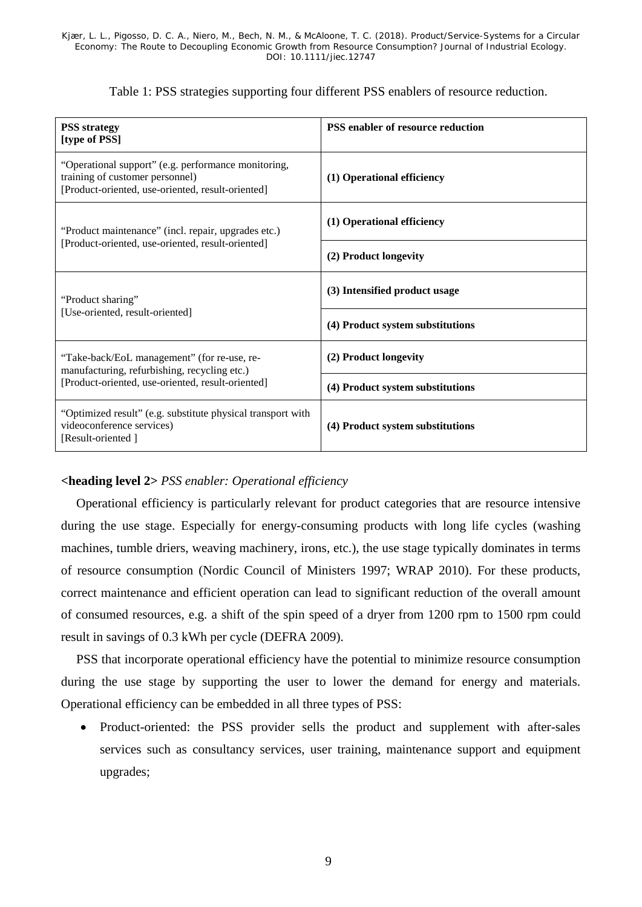Table 1: PSS strategies supporting four different PSS enablers of resource reduction.

| PSS strategy [type of PSS] | PSS enabler of resource reduction |
| --- | --- |
| "Operational support" (e.g. performance monitoring, training of customer personnel) [Product-oriented, use-oriented, result-oriented] | **(1) Operational efficiency** |
| "Product maintenance" (incl. repair, upgrades etc.) [Product-oriented, use-oriented, result-oriented] | **(1) Operational efficiency** |
| | **(2) Product longevity** |
| "Product sharing" [Use-oriented, result-oriented] | **(3) Intensified product usage** |
| | **(4) Product system substitutions** |
| "Take-back/EoL management" (for re-use, re-manufacturing, refurbishing, recycling etc.) [Product-oriented, use-oriented, result-oriented] | **(2) Product longevity** |
| | **(4) Product system substitutions** |
| "Optimized result" (e.g. substitute physical transport with videoconference services) [Result-oriented ] | **(4) Product system substitutions** |

**<heading level 2>** *PSS enabler: Operational efficiency*

Operational efficiency is particularly relevant for product categories that are resource intensive during the use stage. Especially for energy-consuming products with long life cycles (washing machines, tumble driers, weaving machinery, irons, etc.), the use stage typically dominates in terms of resource consumption (Nordic Council of Ministers 1997; WRAP 2010). For these products, correct maintenance and efficient operation can lead to significant reduction of the overall amount of consumed resources, e.g. a shift of the spin speed of a dryer from 1200 rpm to 1500 rpm could result in savings of 0.3 kWh per cycle (DEFRA 2009).

PSS that incorporate operational efficiency have the potential to minimize resource consumption during the use stage by supporting the user to lower the demand for energy and materials. Operational efficiency can be embedded in all three types of PSS:

- Product-oriented: the PSS provider sells the product and supplement with after-sales services such as consultancy services, user training, maintenance support and equipment upgrades;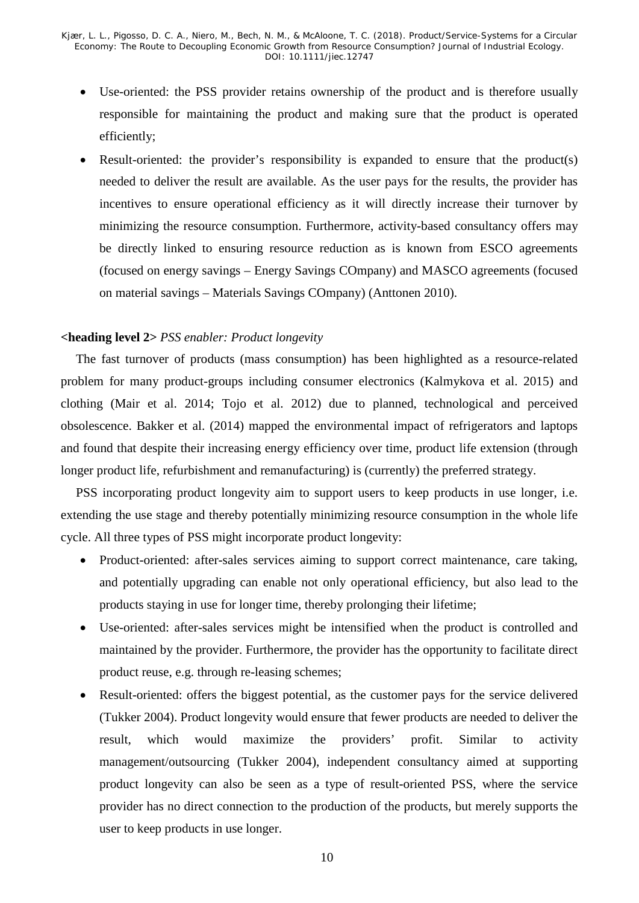- Use-oriented: the PSS provider retains ownership of the product and is therefore usually responsible for maintaining the product and making sure that the product is operated efficiently;
- Result-oriented: the provider's responsibility is expanded to ensure that the product(s) needed to deliver the result are available. As the user pays for the results, the provider has incentives to ensure operational efficiency as it will directly increase their turnover by minimizing the resource consumption. Furthermore, activity-based consultancy offers may be directly linked to ensuring resource reduction as is known from ESCO agreements (focused on energy savings – Energy Savings COmpany) and MASCO agreements (focused on material savings – Materials Savings COmpany) (Anttonen 2010).

**<heading level 2>** *PSS enabler: Product longevity*

The fast turnover of products (mass consumption) has been highlighted as a resource-related problem for many product-groups including consumer electronics (Kalmykova et al. 2015) and clothing (Mair et al. 2014; Tojo et al. 2012) due to planned, technological and perceived obsolescence. Bakker et al. (2014) mapped the environmental impact of refrigerators and laptops and found that despite their increasing energy efficiency over time, product life extension (through longer product life, refurbishment and remanufacturing) is (currently) the preferred strategy.

PSS incorporating product longevity aim to support users to keep products in use longer, i.e. extending the use stage and thereby potentially minimizing resource consumption in the whole life cycle. All three types of PSS might incorporate product longevity:

- Product-oriented: after-sales services aiming to support correct maintenance, care taking, and potentially upgrading can enable not only operational efficiency, but also lead to the products staying in use for longer time, thereby prolonging their lifetime;
- Use-oriented: after-sales services might be intensified when the product is controlled and maintained by the provider. Furthermore, the provider has the opportunity to facilitate direct product reuse, e.g. through re-leasing schemes;
- Result-oriented: offers the biggest potential, as the customer pays for the service delivered (Tukker 2004). Product longevity would ensure that fewer products are needed to deliver the result, which would maximize the providers' profit. Similar to activity management/outsourcing (Tukker 2004), independent consultancy aimed at supporting product longevity can also be seen as a type of result-oriented PSS, where the service provider has no direct connection to the production of the products, but merely supports the user to keep products in use longer.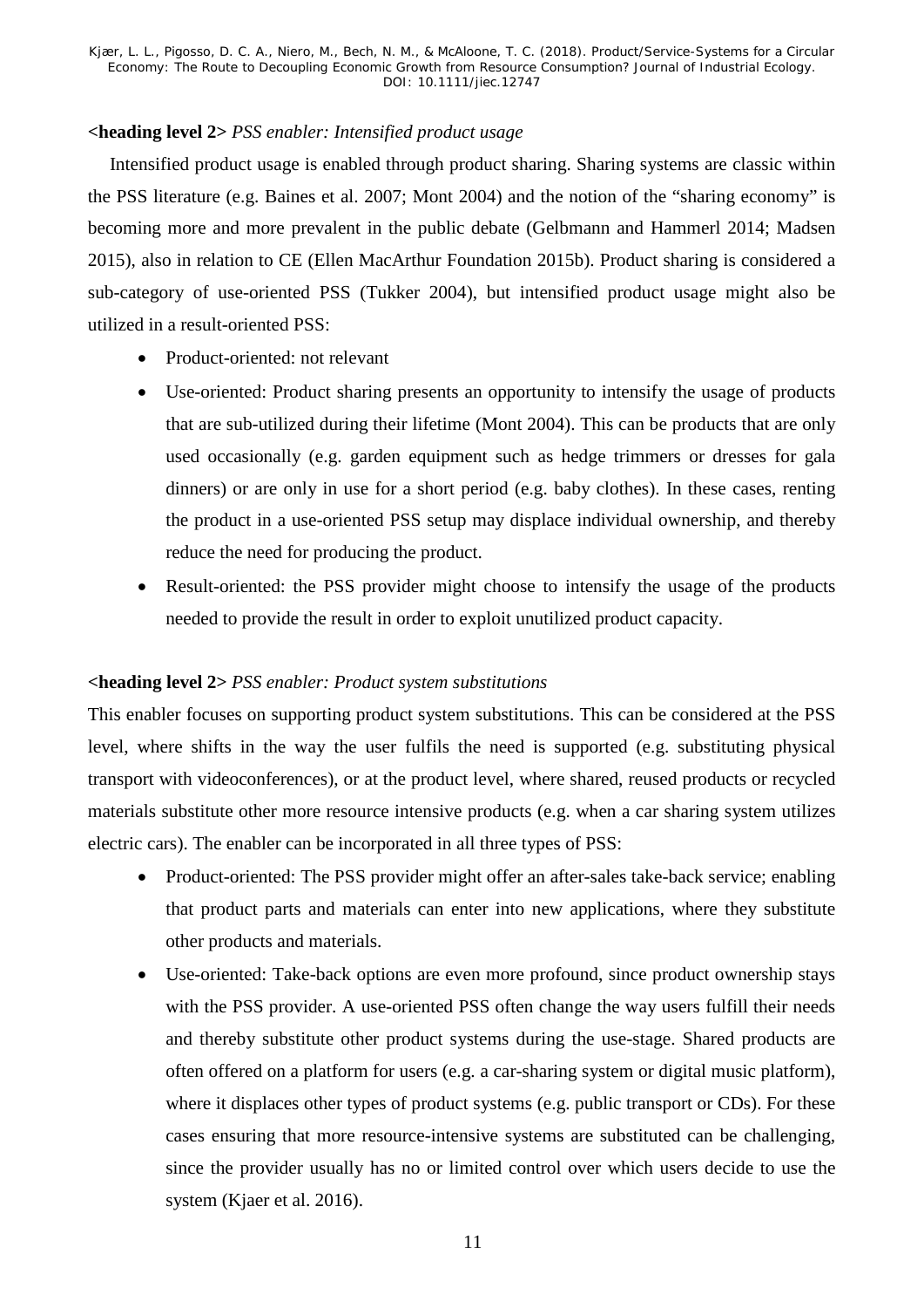## PSS enabler: Intensified product usage

Intensified product usage is enabled through product sharing. Sharing systems are classic within the PSS literature (e.g. Baines et al. 2007; Mont 2004) and the notion of the "sharing economy" is becoming more and more prevalent in the public debate (Gelbmann and Hammerl 2014; Madsen 2015), also in relation to CE (Ellen MacArthur Foundation 2015b). Product sharing is considered a sub-category of use-oriented PSS (Tukker 2004), but intensified product usage might also be utilized in a result-oriented PSS:

- Product-oriented: not relevant
- Use-oriented: Product sharing presents an opportunity to intensify the usage of products that are sub-utilized during their lifetime (Mont 2004). This can be products that are only used occasionally (e.g. garden equipment such as hedge trimmers or dresses for gala dinners) or are only in use for a short period (e.g. baby clothes). In these cases, renting the product in a use-oriented PSS setup may displace individual ownership, and thereby reduce the need for producing the product.
- Result-oriented: the PSS provider might choose to intensify the usage of the products needed to provide the result in order to exploit unutilized product capacity.

## PSS enabler: Product system substitutions

This enabler focuses on supporting product system substitutions. This can be considered at the PSS level, where shifts in the way the user fulfils the need is supported (e.g. substituting physical transport with videoconferences), or at the product level, where shared, reused products or recycled materials substitute other more resource intensive products (e.g. when a car sharing system utilizes electric cars). The enabler can be incorporated in all three types of PSS:

- Product-oriented: The PSS provider might offer an after-sales take-back service; enabling that product parts and materials can enter into new applications, where they substitute other products and materials.
- Use-oriented: Take-back options are even more profound, since product ownership stays with the PSS provider. A use-oriented PSS often change the way users fulfill their needs and thereby substitute other product systems during the use-stage. Shared products are often offered on a platform for users (e.g. a car-sharing system or digital music platform), where it displaces other types of product systems (e.g. public transport or CDs). For these cases ensuring that more resource-intensive systems are substituted can be challenging, since the provider usually has no or limited control over which users decide to use the system (Kjaer et al. 2016).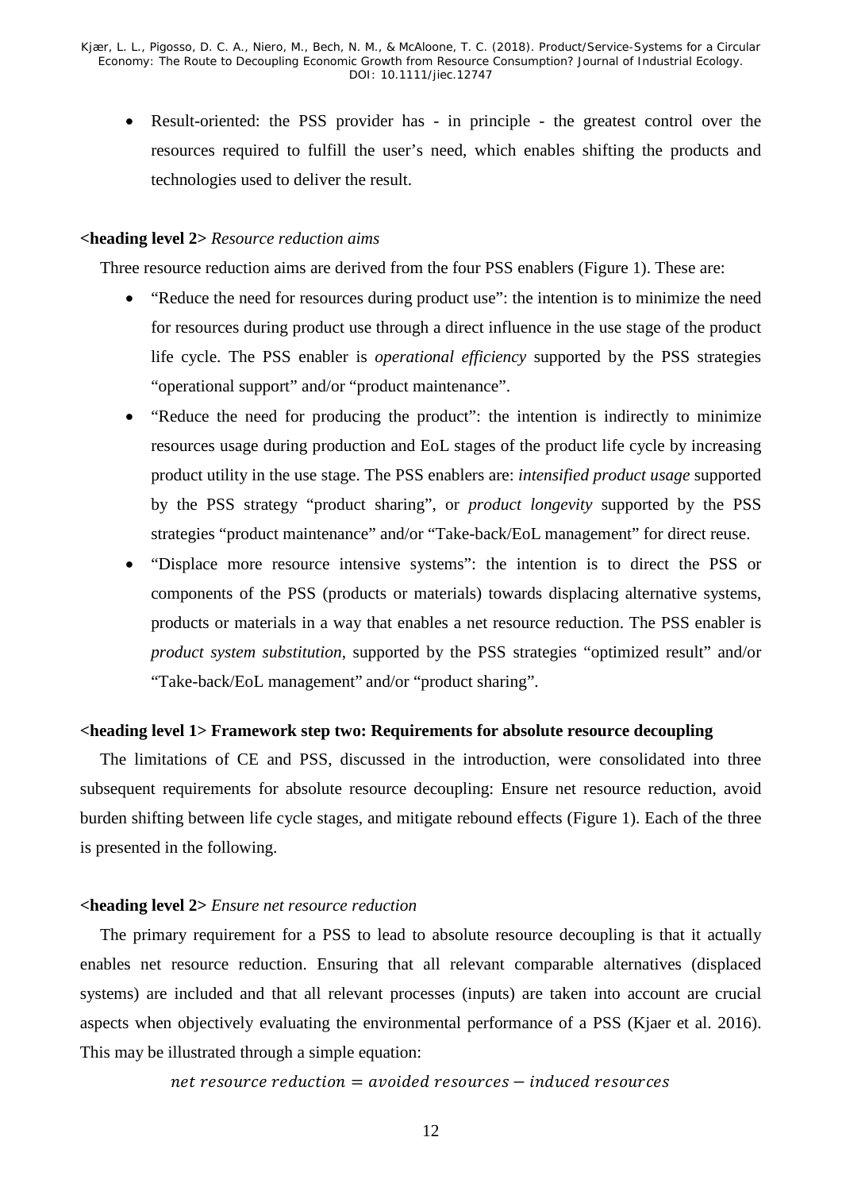- Result-oriented: the PSS provider has - in principle - the greatest control over the resources required to fulfill the user's need, which enables shifting the products and technologies used to deliver the result.

## Resource reduction aims

Three resource reduction aims are derived from the four PSS enablers (Figure 1). These are:

- "Reduce the need for resources during product use": the intention is to minimize the need for resources during product use through a direct influence in the use stage of the product life cycle. The PSS enabler is *operational efficiency* supported by the PSS strategies "operational support" and/or "product maintenance".
- "Reduce the need for producing the product": the intention is indirectly to minimize resources usage during production and EoL stages of the product life cycle by increasing product utility in the use stage. The PSS enablers are: *intensified product usage* supported by the PSS strategy "product sharing", or *product longevity* supported by the PSS strategies "product maintenance" and/or "Take-back/EoL management" for direct reuse.
- "Displace more resource intensive systems": the intention is to direct the PSS or components of the PSS (products or materials) towards displacing alternative systems, products or materials in a way that enables a net resource reduction. The PSS enabler is *product system substitution*, supported by the PSS strategies "optimized result" and/or "Take-back/EoL management" and/or "product sharing".

# Framework step two: Requirements for absolute resource decoupling

The limitations of CE and PSS, discussed in the introduction, were consolidated into three subsequent requirements for absolute resource decoupling: Ensure net resource reduction, avoid burden shifting between life cycle stages, and mitigate rebound effects (Figure 1). Each of the three is presented in the following.

## Ensure net resource reduction

The primary requirement for a PSS to lead to absolute resource decoupling is that it actually enables net resource reduction. Ensuring that all relevant comparable alternatives (displaced systems) are included and that all relevant processes (inputs) are taken into account are crucial aspects when objectively evaluating the environmental performance of a PSS (Kjaer et al. 2016). This may be illustrated through a simple equation:

$$net\ resource\ reduction = avoided\ resources - induced\ resources$$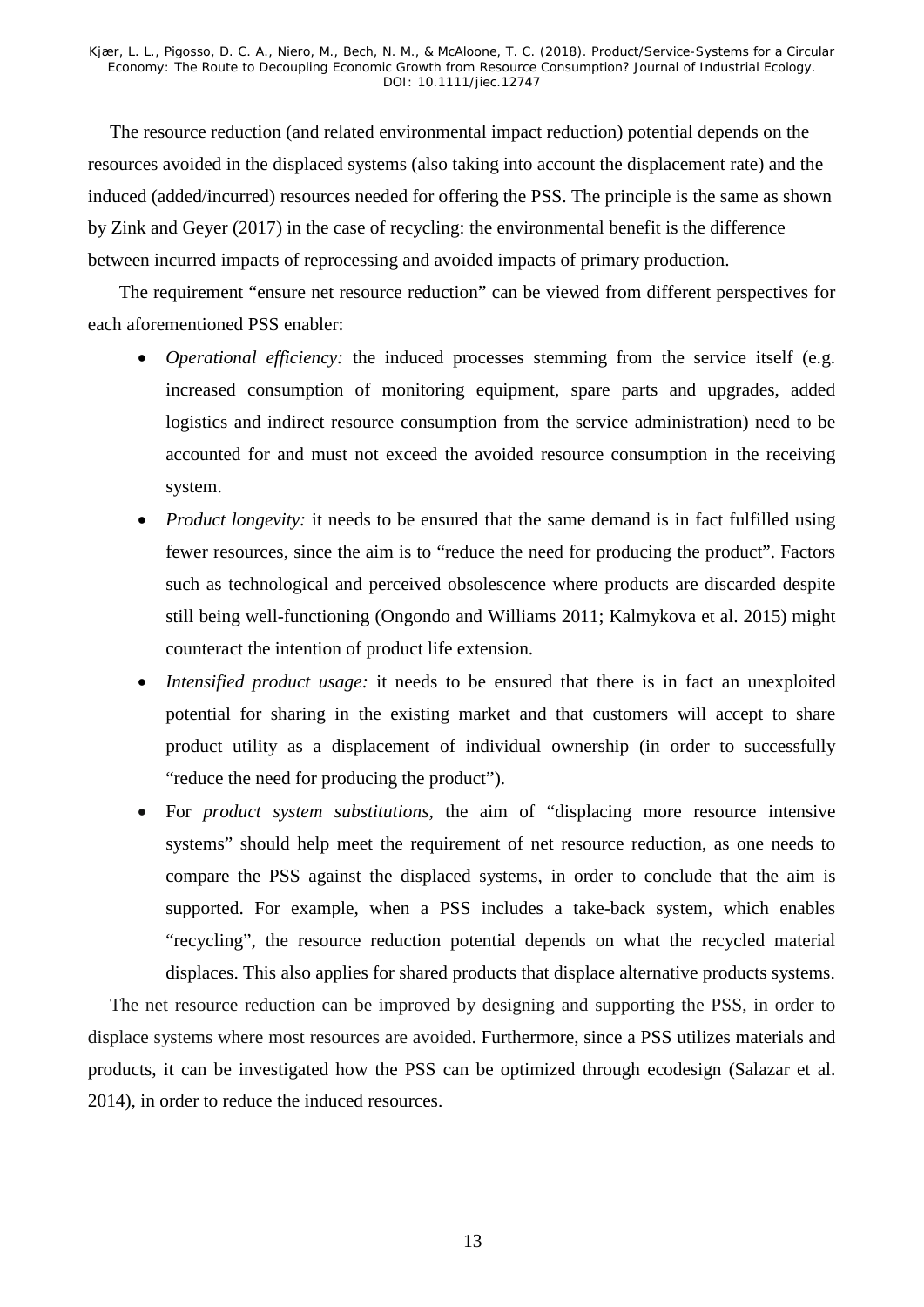The resource reduction (and related environmental impact reduction) potential depends on the resources avoided in the displaced systems (also taking into account the displacement rate) and the induced (added/incurred) resources needed for offering the PSS. The principle is the same as shown by Zink and Geyer (2017) in the case of recycling: the environmental benefit is the difference between incurred impacts of reprocessing and avoided impacts of primary production.

The requirement "ensure net resource reduction" can be viewed from different perspectives for each aforementioned PSS enabler:

- *Operational efficiency:* the induced processes stemming from the service itself (e.g. increased consumption of monitoring equipment, spare parts and upgrades, added logistics and indirect resource consumption from the service administration) need to be accounted for and must not exceed the avoided resource consumption in the receiving system.
- *Product longevity:* it needs to be ensured that the same demand is in fact fulfilled using fewer resources, since the aim is to "reduce the need for producing the product". Factors such as technological and perceived obsolescence where products are discarded despite still being well-functioning (Ongondo and Williams 2011; Kalmykova et al. 2015) might counteract the intention of product life extension.
- *Intensified product usage:* it needs to be ensured that there is in fact an unexploited potential for sharing in the existing market and that customers will accept to share product utility as a displacement of individual ownership (in order to successfully "reduce the need for producing the product").
- For *product system substitutions*, the aim of "displacing more resource intensive systems" should help meet the requirement of net resource reduction, as one needs to compare the PSS against the displaced systems, in order to conclude that the aim is supported. For example, when a PSS includes a take-back system, which enables "recycling", the resource reduction potential depends on what the recycled material displaces. This also applies for shared products that displace alternative products systems.

The net resource reduction can be improved by designing and supporting the PSS, in order to displace systems where most resources are avoided. Furthermore, since a PSS utilizes materials and products, it can be investigated how the PSS can be optimized through ecodesign (Salazar et al. 2014), in order to reduce the induced resources.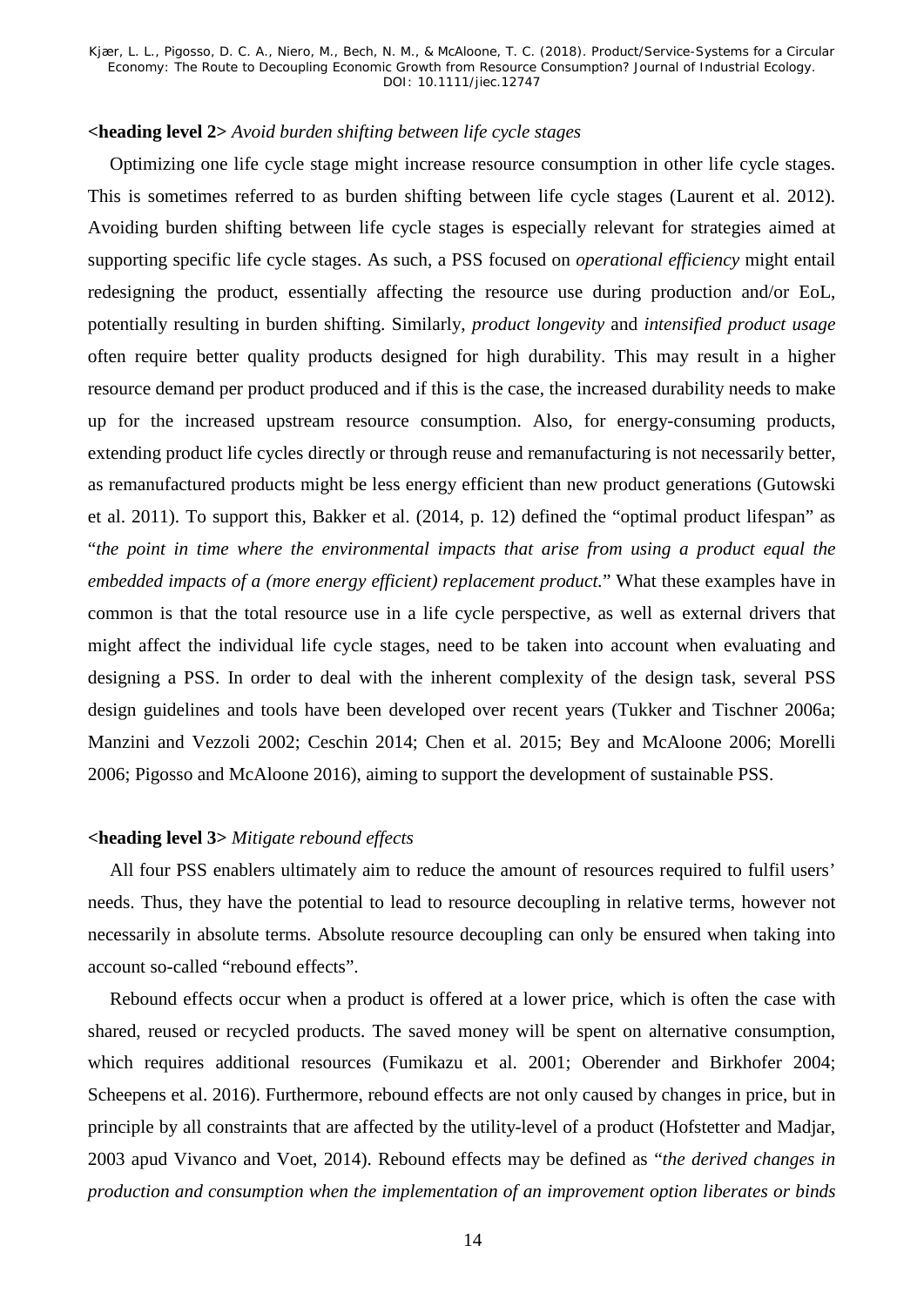## Avoid burden shifting between life cycle stages

Optimizing one life cycle stage might increase resource consumption in other life cycle stages. This is sometimes referred to as burden shifting between life cycle stages (Laurent et al. 2012). Avoiding burden shifting between life cycle stages is especially relevant for strategies aimed at supporting specific life cycle stages. As such, a PSS focused on *operational efficiency* might entail redesigning the product, essentially affecting the resource use during production and/or EoL, potentially resulting in burden shifting. Similarly, *product longevity* and *intensified product usage* often require better quality products designed for high durability. This may result in a higher resource demand per product produced and if this is the case, the increased durability needs to make up for the increased upstream resource consumption. Also, for energy-consuming products, extending product life cycles directly or through reuse and remanufacturing is not necessarily better, as remanufactured products might be less energy efficient than new product generations (Gutowski et al. 2011). To support this, Bakker et al. (2014, p. 12) defined the "optimal product lifespan" as "*the point in time where the environmental impacts that arise from using a product equal the embedded impacts of a (more energy efficient) replacement product.*" What these examples have in common is that the total resource use in a life cycle perspective, as well as external drivers that might affect the individual life cycle stages, need to be taken into account when evaluating and designing a PSS. In order to deal with the inherent complexity of the design task, several PSS design guidelines and tools have been developed over recent years (Tukker and Tischner 2006a; Manzini and Vezzoli 2002; Ceschin 2014; Chen et al. 2015; Bey and McAloone 2006; Morelli 2006; Pigosso and McAloone 2016), aiming to support the development of sustainable PSS.

### Mitigate rebound effects

All four PSS enablers ultimately aim to reduce the amount of resources required to fulfil users' needs. Thus, they have the potential to lead to resource decoupling in relative terms, however not necessarily in absolute terms. Absolute resource decoupling can only be ensured when taking into account so-called "rebound effects".

Rebound effects occur when a product is offered at a lower price, which is often the case with shared, reused or recycled products. The saved money will be spent on alternative consumption, which requires additional resources (Fumikazu et al. 2001; Oberender and Birkhofer 2004; Scheepens et al. 2016). Furthermore, rebound effects are not only caused by changes in price, but in principle by all constraints that are affected by the utility-level of a product (Hofstetter and Madjar, 2003 apud Vivanco and Voet, 2014). Rebound effects may be defined as "*the derived changes in production and consumption when the implementation of an improvement option liberates or binds*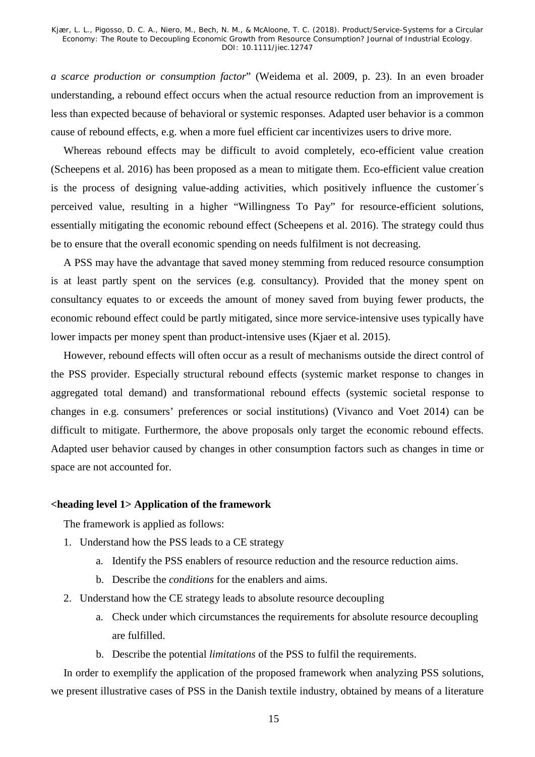*a scarce production or consumption factor*" (Weidema et al. 2009, p. 23). In an even broader understanding, a rebound effect occurs when the actual resource reduction from an improvement is less than expected because of behavioral or systemic responses. Adapted user behavior is a common cause of rebound effects, e.g. when a more fuel efficient car incentivizes users to drive more.

Whereas rebound effects may be difficult to avoid completely, eco-efficient value creation (Scheepens et al. 2016) has been proposed as a mean to mitigate them. Eco-efficient value creation is the process of designing value-adding activities, which positively influence the customer´s perceived value, resulting in a higher "Willingness To Pay" for resource-efficient solutions, essentially mitigating the economic rebound effect (Scheepens et al. 2016). The strategy could thus be to ensure that the overall economic spending on needs fulfilment is not decreasing.

A PSS may have the advantage that saved money stemming from reduced resource consumption is at least partly spent on the services (e.g. consultancy). Provided that the money spent on consultancy equates to or exceeds the amount of money saved from buying fewer products, the economic rebound effect could be partly mitigated, since more service-intensive uses typically have lower impacts per money spent than product-intensive uses (Kjaer et al. 2015).

However, rebound effects will often occur as a result of mechanisms outside the direct control of the PSS provider. Especially structural rebound effects (systemic market response to changes in aggregated total demand) and transformational rebound effects (systemic societal response to changes in e.g. consumers' preferences or social institutions) (Vivanco and Voet 2014) can be difficult to mitigate. Furthermore, the above proposals only target the economic rebound effects. Adapted user behavior caused by changes in other consumption factors such as changes in time or space are not accounted for.

# Application of the framework

The framework is applied as follows:

1. Understand how the PSS leads to a CE strategy
    a. Identify the PSS enablers of resource reduction and the resource reduction aims.
    b. Describe the *conditions* for the enablers and aims.
2. Understand how the CE strategy leads to absolute resource decoupling
    a. Check under which circumstances the requirements for absolute resource decoupling are fulfilled.
    b. Describe the potential *limitations* of the PSS to fulfil the requirements.

In order to exemplify the application of the proposed framework when analyzing PSS solutions, we present illustrative cases of PSS in the Danish textile industry, obtained by means of a literature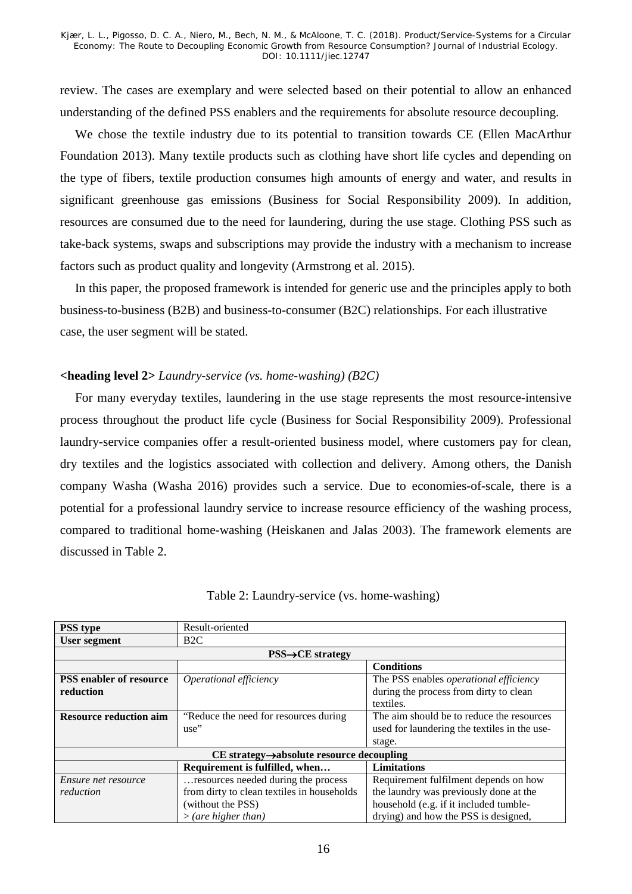review. The cases are exemplary and were selected based on their potential to allow an enhanced understanding of the defined PSS enablers and the requirements for absolute resource decoupling.

We chose the textile industry due to its potential to transition towards CE (Ellen MacArthur Foundation 2013). Many textile products such as clothing have short life cycles and depending on the type of fibers, textile production consumes high amounts of energy and water, and results in significant greenhouse gas emissions (Business for Social Responsibility 2009). In addition, resources are consumed due to the need for laundering, during the use stage. Clothing PSS such as take-back systems, swaps and subscriptions may provide the industry with a mechanism to increase factors such as product quality and longevity (Armstrong et al. 2015).

In this paper, the proposed framework is intended for generic use and the principles apply to both business-to-business (B2B) and business-to-consumer (B2C) relationships. For each illustrative case, the user segment will be stated.

**<heading level 2>** *Laundry-service (vs. home-washing) (B2C)*

For many everyday textiles, laundering in the use stage represents the most resource-intensive process throughout the product life cycle (Business for Social Responsibility 2009). Professional laundry-service companies offer a result-oriented business model, where customers pay for clean, dry textiles and the logistics associated with collection and delivery. Among others, the Danish company Washa (Washa 2016) provides such a service. Due to economies-of-scale, there is a potential for a professional laundry service to increase resource efficiency of the washing process, compared to traditional home-washing (Heiskanen and Jalas 2003). The framework elements are discussed in Table 2.

Table 2: Laundry-service (vs. home-washing)

| **PSS type** | Result-oriented | |
|---|---|---|
| **User segment** | B2C | |
| **PSS→CE strategy** | | |
| | | **Conditions** |
| **PSS enabler of resource reduction** | *Operational efficiency* | The PSS enables *operational efficiency* during the process from dirty to clean textiles. |
| **Resource reduction aim** | "Reduce the need for resources during use" | The aim should be to reduce the resources used for laundering the textiles in the use-stage. |
| **CE strategy→absolute resource decoupling** | | |
| | **Requirement is fulfilled, when…** | **Limitations** |
| *Ensure net resource reduction* | …resources needed during the process from dirty to clean textiles in households (without the PSS) > *(are higher than)* | Requirement fulfilment depends on how the laundry was previously done at the household (e.g. if it included tumble-drying) and how the PSS is designed, |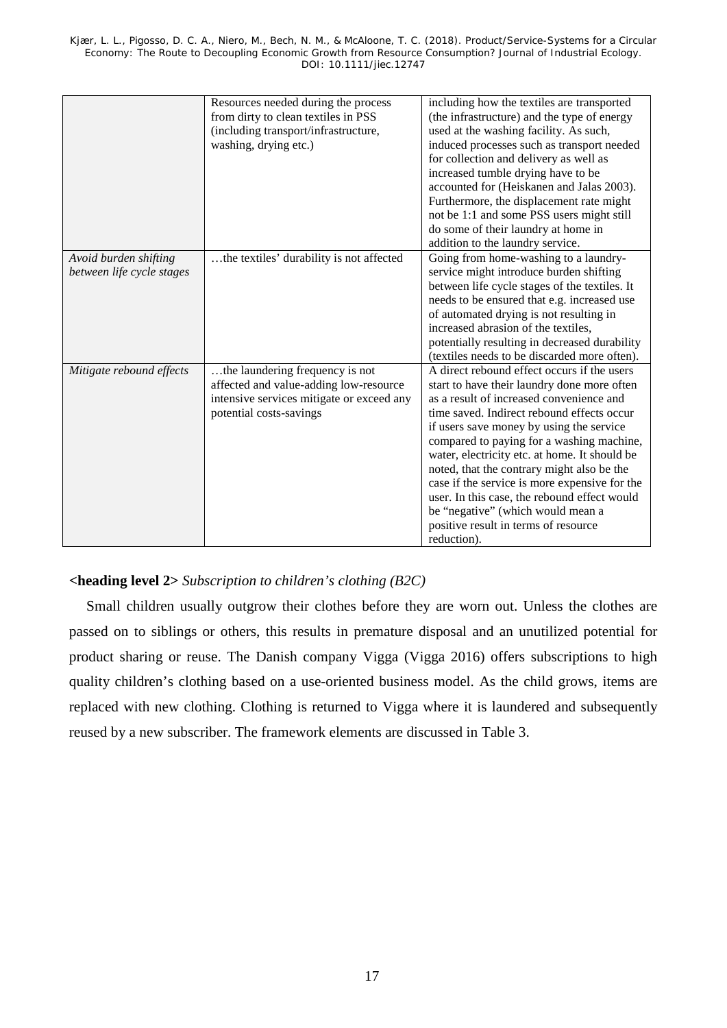|  | Resources needed during the process from dirty to clean textiles in PSS (including transport/infrastructure, washing, drying etc.) | including how the textiles are transported (the infrastructure) and the type of energy used at the washing facility. As such, induced processes such as transport needed for collection and delivery as well as increased tumble drying have to be accounted for (Heiskanen and Jalas 2003). Furthermore, the displacement rate might not be 1:1 and some PSS users might still do some of their laundry at home in addition to the laundry service. |
|---|---|---|
| *Avoid burden shifting between life cycle stages* | …the textiles' durability is not affected | Going from home-washing to a laundry-service might introduce burden shifting between life cycle stages of the textiles. It needs to be ensured that e.g. increased use of automated drying is not resulting in increased abrasion of the textiles, potentially resulting in decreased durability (textiles needs to be discarded more often). |
| *Mitigate rebound effects* | …the laundering frequency is not affected and value-adding low-resource intensive services mitigate or exceed any potential costs-savings | A direct rebound effect occurs if the users start to have their laundry done more often as a result of increased convenience and time saved. Indirect rebound effects occur if users save money by using the service compared to paying for a washing machine, water, electricity etc. at home. It should be noted, that the contrary might also be the case if the service is more expensive for the user. In this case, the rebound effect would be "negative" (which would mean a positive result in terms of resource reduction). |

**<heading level 2>** *Subscription to children's clothing (B2C)*

Small children usually outgrow their clothes before they are worn out. Unless the clothes are passed on to siblings or others, this results in premature disposal and an unutilized potential for product sharing or reuse. The Danish company Vigga (Vigga 2016) offers subscriptions to high quality children's clothing based on a use-oriented business model. As the child grows, items are replaced with new clothing. Clothing is returned to Vigga where it is laundered and subsequently reused by a new subscriber. The framework elements are discussed in Table 3.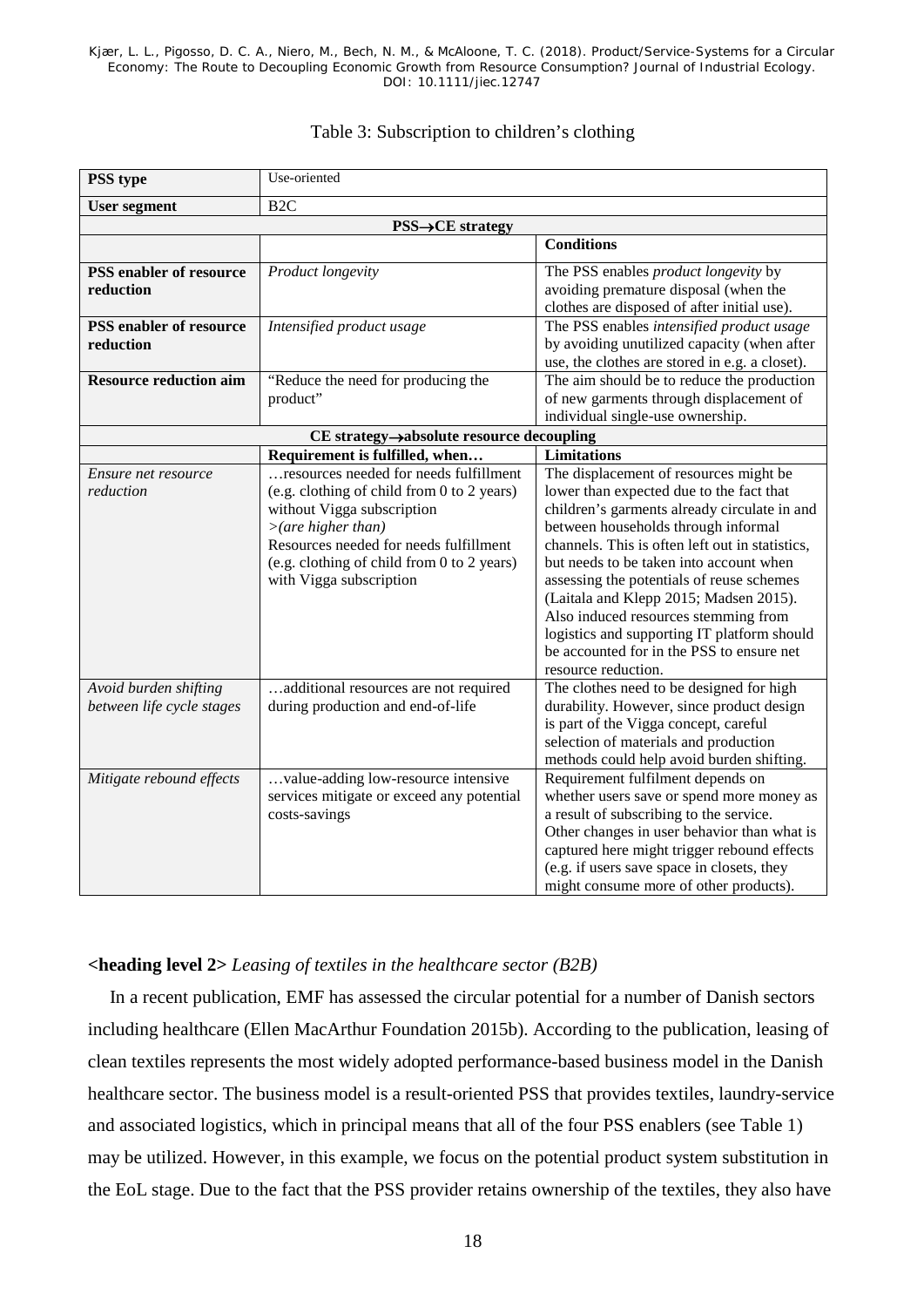Table 3: Subscription to children's clothing

| **PSS type** | Use-oriented | |
|---|---|---|
| **User segment** | B2C | |
| **PSS→CE strategy** | | |
| | | **Conditions** |
| **PSS enabler of resource reduction** | *Product longevity* | The PSS enables *product longevity* by avoiding premature disposal (when the clothes are disposed of after initial use). |
| **PSS enabler of resource reduction** | *Intensified product usage* | The PSS enables *intensified product usage* by avoiding unutilized capacity (when after use, the clothes are stored in e.g. a closet). |
| **Resource reduction aim** | "Reduce the need for producing the product" | The aim should be to reduce the production of new garments through displacement of individual single-use ownership. |
| **CE strategy→absolute resource decoupling** | | |
| | **Requirement is fulfilled, when…** | **Limitations** |
| *Ensure net resource reduction* | …resources needed for needs fulfillment (e.g. clothing of child from 0 to 2 years) without Vigga subscription *>(are higher than)* Resources needed for needs fulfillment (e.g. clothing of child from 0 to 2 years) with Vigga subscription | The displacement of resources might be lower than expected due to the fact that children's garments already circulate in and between households through informal channels. This is often left out in statistics, but needs to be taken into account when assessing the potentials of reuse schemes (Laitala and Klepp 2015; Madsen 2015). Also induced resources stemming from logistics and supporting IT platform should be accounted for in the PSS to ensure net resource reduction. |
| *Avoid burden shifting between life cycle stages* | …additional resources are not required during production and end-of-life | The clothes need to be designed for high durability. However, since product design is part of the Vigga concept, careful selection of materials and production methods could help avoid burden shifting. |
| *Mitigate rebound effects* | …value-adding low-resource intensive services mitigate or exceed any potential costs-savings | Requirement fulfilment depends on whether users save or spend more money as a result of subscribing to the service. Other changes in user behavior than what is captured here might trigger rebound effects (e.g. if users save space in closets, they might consume more of other products). |

## *Leasing of textiles in the healthcare sector (B2B)*

In a recent publication, EMF has assessed the circular potential for a number of Danish sectors including healthcare (Ellen MacArthur Foundation 2015b). According to the publication, leasing of clean textiles represents the most widely adopted performance-based business model in the Danish healthcare sector. The business model is a result-oriented PSS that provides textiles, laundry-service and associated logistics, which in principal means that all of the four PSS enablers (see Table 1) may be utilized. However, in this example, we focus on the potential product system substitution in the EoL stage. Due to the fact that the PSS provider retains ownership of the textiles, they also have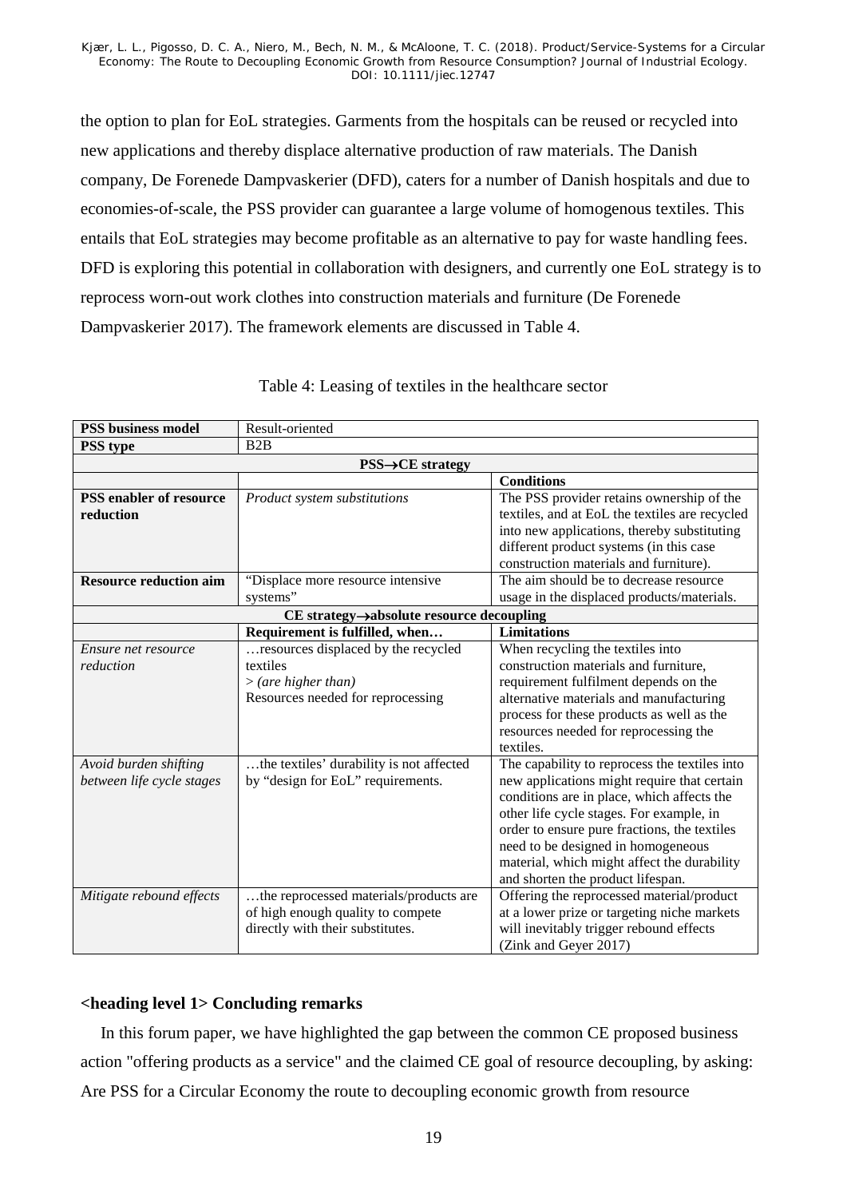the option to plan for EoL strategies. Garments from the hospitals can be reused or recycled into new applications and thereby displace alternative production of raw materials. The Danish company, De Forenede Dampvaskerier (DFD), caters for a number of Danish hospitals and due to economies-of-scale, the PSS provider can guarantee a large volume of homogenous textiles. This entails that EoL strategies may become profitable as an alternative to pay for waste handling fees. DFD is exploring this potential in collaboration with designers, and currently one EoL strategy is to reprocess worn-out work clothes into construction materials and furniture (De Forenede Dampvaskerier 2017). The framework elements are discussed in Table 4.

Table 4: Leasing of textiles in the healthcare sector

| **PSS business model** | Result-oriented | |
|---|---|---|
| **PSS type** | B2B | |
| **PSS→CE strategy** | | |
| | | **Conditions** |
| **PSS enabler of resource reduction** | *Product system substitutions* | The PSS provider retains ownership of the textiles, and at EoL the textiles are recycled into new applications, thereby substituting different product systems (in this case construction materials and furniture). |
| **Resource reduction aim** | "Displace more resource intensive systems" | The aim should be to decrease resource usage in the displaced products/materials. |
| **CE strategy→absolute resource decoupling** | | |
| | **Requirement is fulfilled, when…** | **Limitations** |
| *Ensure net resource reduction* | …resources displaced by the recycled textiles > *(are higher than)* Resources needed for reprocessing | When recycling the textiles into construction materials and furniture, requirement fulfilment depends on the alternative materials and manufacturing process for these products as well as the resources needed for reprocessing the textiles. |
| *Avoid burden shifting between life cycle stages* | …the textiles' durability is not affected by "design for EoL" requirements. | The capability to reprocess the textiles into new applications might require that certain conditions are in place, which affects the other life cycle stages. For example, in order to ensure pure fractions, the textiles need to be designed in homogeneous material, which might affect the durability and shorten the product lifespan. |
| *Mitigate rebound effects* | …the reprocessed materials/products are of high enough quality to compete directly with their substitutes. | Offering the reprocessed material/product at a lower prize or targeting niche markets will inevitably trigger rebound effects (Zink and Geyer 2017) |

# Concluding remarks

In this forum paper, we have highlighted the gap between the common CE proposed business action "offering products as a service" and the claimed CE goal of resource decoupling, by asking: Are PSS for a Circular Economy the route to decoupling economic growth from resource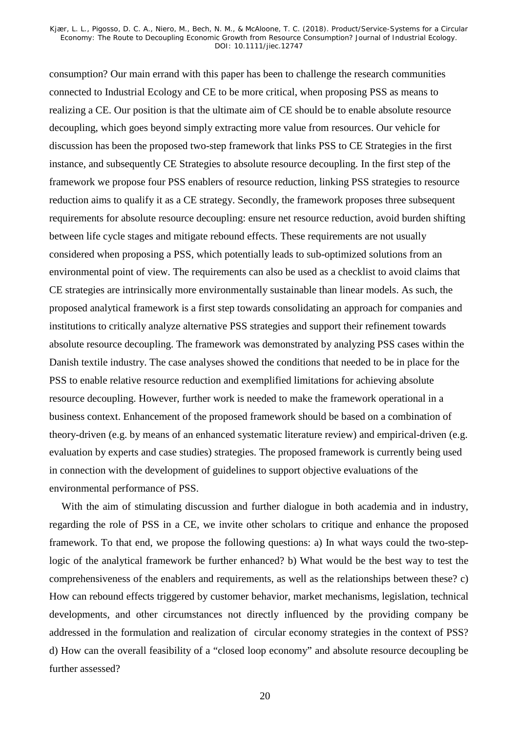consumption? Our main errand with this paper has been to challenge the research communities connected to Industrial Ecology and CE to be more critical, when proposing PSS as means to realizing a CE. Our position is that the ultimate aim of CE should be to enable absolute resource decoupling, which goes beyond simply extracting more value from resources. Our vehicle for discussion has been the proposed two-step framework that links PSS to CE Strategies in the first instance, and subsequently CE Strategies to absolute resource decoupling. In the first step of the framework we propose four PSS enablers of resource reduction, linking PSS strategies to resource reduction aims to qualify it as a CE strategy. Secondly, the framework proposes three subsequent requirements for absolute resource decoupling: ensure net resource reduction, avoid burden shifting between life cycle stages and mitigate rebound effects. These requirements are not usually considered when proposing a PSS, which potentially leads to sub-optimized solutions from an environmental point of view. The requirements can also be used as a checklist to avoid claims that CE strategies are intrinsically more environmentally sustainable than linear models. As such, the proposed analytical framework is a first step towards consolidating an approach for companies and institutions to critically analyze alternative PSS strategies and support their refinement towards absolute resource decoupling. The framework was demonstrated by analyzing PSS cases within the Danish textile industry. The case analyses showed the conditions that needed to be in place for the PSS to enable relative resource reduction and exemplified limitations for achieving absolute resource decoupling. However, further work is needed to make the framework operational in a business context. Enhancement of the proposed framework should be based on a combination of theory-driven (e.g. by means of an enhanced systematic literature review) and empirical-driven (e.g. evaluation by experts and case studies) strategies. The proposed framework is currently being used in connection with the development of guidelines to support objective evaluations of the environmental performance of PSS.

With the aim of stimulating discussion and further dialogue in both academia and in industry, regarding the role of PSS in a CE, we invite other scholars to critique and enhance the proposed framework. To that end, we propose the following questions: a) In what ways could the two-step-logic of the analytical framework be further enhanced? b) What would be the best way to test the comprehensiveness of the enablers and requirements, as well as the relationships between these? c) How can rebound effects triggered by customer behavior, market mechanisms, legislation, technical developments, and other circumstances not directly influenced by the providing company be addressed in the formulation and realization of circular economy strategies in the context of PSS? d) How can the overall feasibility of a "closed loop economy" and absolute resource decoupling be further assessed?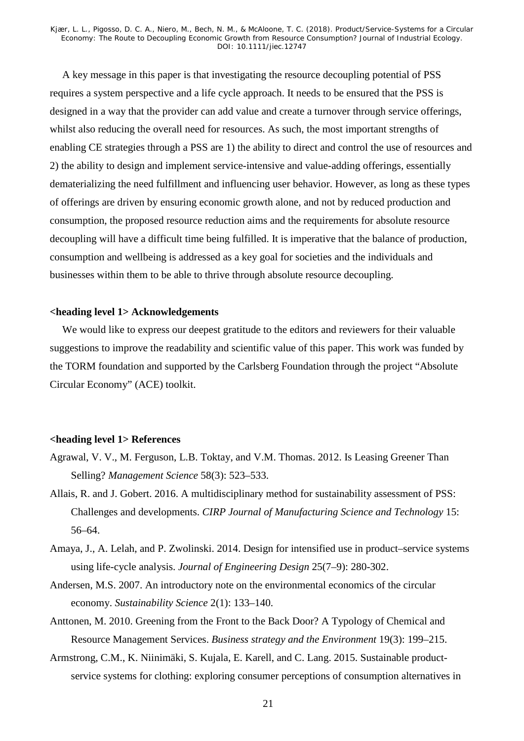A key message in this paper is that investigating the resource decoupling potential of PSS requires a system perspective and a life cycle approach. It needs to be ensured that the PSS is designed in a way that the provider can add value and create a turnover through service offerings, whilst also reducing the overall need for resources. As such, the most important strengths of enabling CE strategies through a PSS are 1) the ability to direct and control the use of resources and 2) the ability to design and implement service-intensive and value-adding offerings, essentially dematerializing the need fulfillment and influencing user behavior. However, as long as these types of offerings are driven by ensuring economic growth alone, and not by reduced production and consumption, the proposed resource reduction aims and the requirements for absolute resource decoupling will have a difficult time being fulfilled. It is imperative that the balance of production, consumption and wellbeing is addressed as a key goal for societies and the individuals and businesses within them to be able to thrive through absolute resource decoupling.

**<heading level 1> Acknowledgements**

We would like to express our deepest gratitude to the editors and reviewers for their valuable suggestions to improve the readability and scientific value of this paper. This work was funded by the TORM foundation and supported by the Carlsberg Foundation through the project "Absolute Circular Economy" (ACE) toolkit.

**<heading level 1> References**

Agrawal, V. V., M. Ferguson, L.B. Toktay, and V.M. Thomas. 2012. Is Leasing Greener Than Selling? *Management Science* 58(3): 523–533.

Allais, R. and J. Gobert. 2016. A multidisciplinary method for sustainability assessment of PSS: Challenges and developments. *CIRP Journal of Manufacturing Science and Technology* 15: 56–64.

Amaya, J., A. Lelah, and P. Zwolinski. 2014. Design for intensified use in product–service systems using life-cycle analysis. *Journal of Engineering Design* 25(7–9): 280-302.

Andersen, M.S. 2007. An introductory note on the environmental economics of the circular economy. *Sustainability Science* 2(1): 133–140.

Anttonen, M. 2010. Greening from the Front to the Back Door? A Typology of Chemical and Resource Management Services. *Business strategy and the Environment* 19(3): 199–215.

Armstrong, C.M., K. Niinimäki, S. Kujala, E. Karell, and C. Lang. 2015. Sustainable product-service systems for clothing: exploring consumer perceptions of consumption alternatives in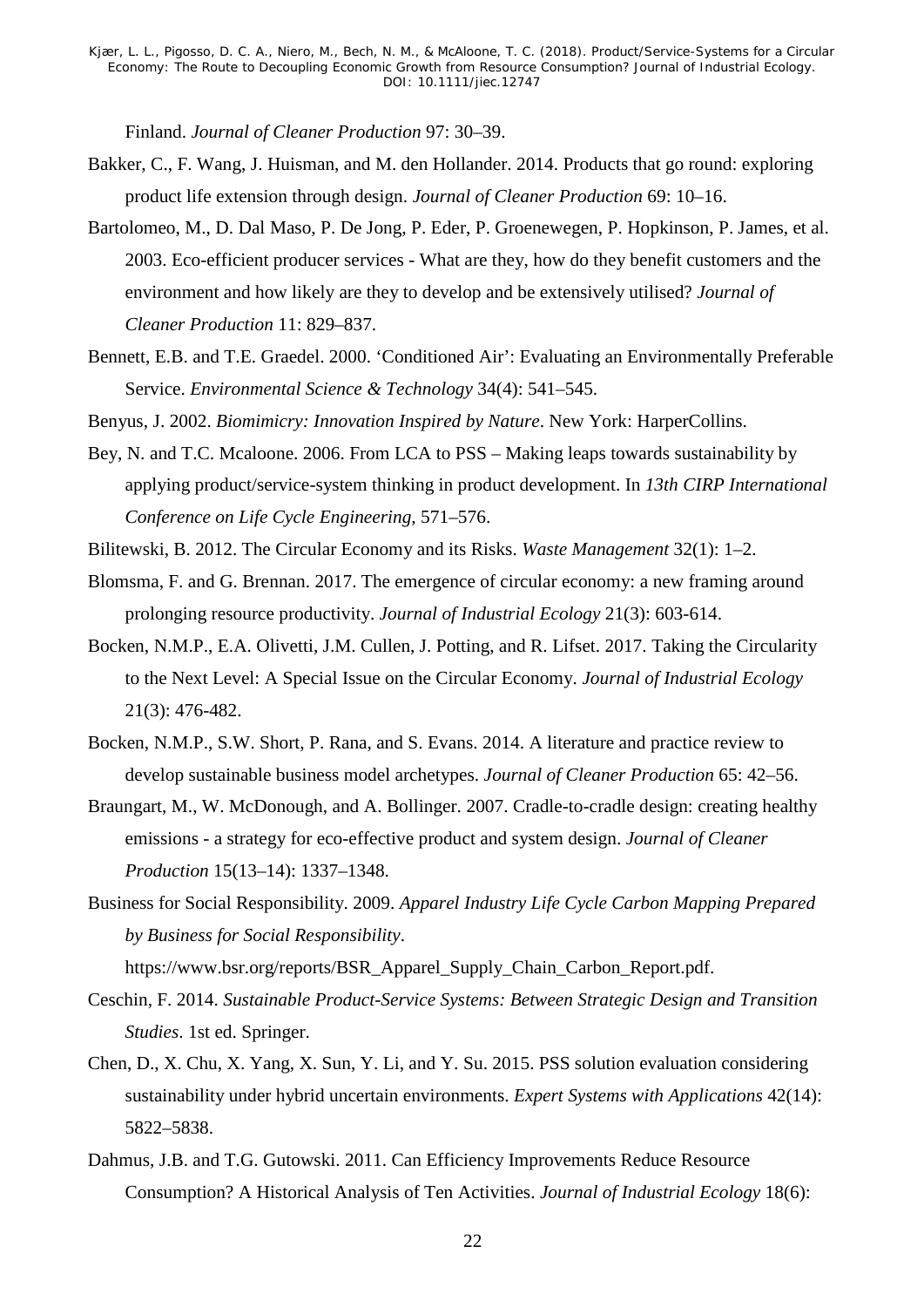Finland. *Journal of Cleaner Production* 97: 30–39.

Bakker, C., F. Wang, J. Huisman, and M. den Hollander. 2014. Products that go round: exploring product life extension through design. *Journal of Cleaner Production* 69: 10–16.

Bartolomeo, M., D. Dal Maso, P. De Jong, P. Eder, P. Groenewegen, P. Hopkinson, P. James, et al. 2003. Eco-efficient producer services - What are they, how do they benefit customers and the environment and how likely are they to develop and be extensively utilised? *Journal of Cleaner Production* 11: 829–837.

Bennett, E.B. and T.E. Graedel. 2000. 'Conditioned Air': Evaluating an Environmentally Preferable Service. *Environmental Science & Technology* 34(4): 541–545.

Benyus, J. 2002. *Biomimicry: Innovation Inspired by Nature*. New York: HarperCollins.

Bey, N. and T.C. Mcaloone. 2006. From LCA to PSS – Making leaps towards sustainability by applying product/service-system thinking in product development. In *13th CIRP International Conference on Life Cycle Engineering*, 571–576.

Bilitewski, B. 2012. The Circular Economy and its Risks. *Waste Management* 32(1): 1–2.

Blomsma, F. and G. Brennan. 2017. The emergence of circular economy: a new framing around prolonging resource productivity. *Journal of Industrial Ecology* 21(3): 603-614.

Bocken, N.M.P., E.A. Olivetti, J.M. Cullen, J. Potting, and R. Lifset. 2017. Taking the Circularity to the Next Level: A Special Issue on the Circular Economy. *Journal of Industrial Ecology* 21(3): 476-482.

Bocken, N.M.P., S.W. Short, P. Rana, and S. Evans. 2014. A literature and practice review to develop sustainable business model archetypes. *Journal of Cleaner Production* 65: 42–56.

Braungart, M., W. McDonough, and A. Bollinger. 2007. Cradle-to-cradle design: creating healthy emissions - a strategy for eco-effective product and system design. *Journal of Cleaner Production* 15(13–14): 1337–1348.

Business for Social Responsibility. 2009. *Apparel Industry Life Cycle Carbon Mapping Prepared by Business for Social Responsibility*. https://www.bsr.org/reports/BSR_Apparel_Supply_Chain_Carbon_Report.pdf.

Ceschin, F. 2014. *Sustainable Product-Service Systems: Between Strategic Design and Transition Studies*. 1st ed. Springer.

Chen, D., X. Chu, X. Yang, X. Sun, Y. Li, and Y. Su. 2015. PSS solution evaluation considering sustainability under hybrid uncertain environments. *Expert Systems with Applications* 42(14): 5822–5838.

Dahmus, J.B. and T.G. Gutowski. 2011. Can Efficiency Improvements Reduce Resource Consumption? A Historical Analysis of Ten Activities. *Journal of Industrial Ecology* 18(6):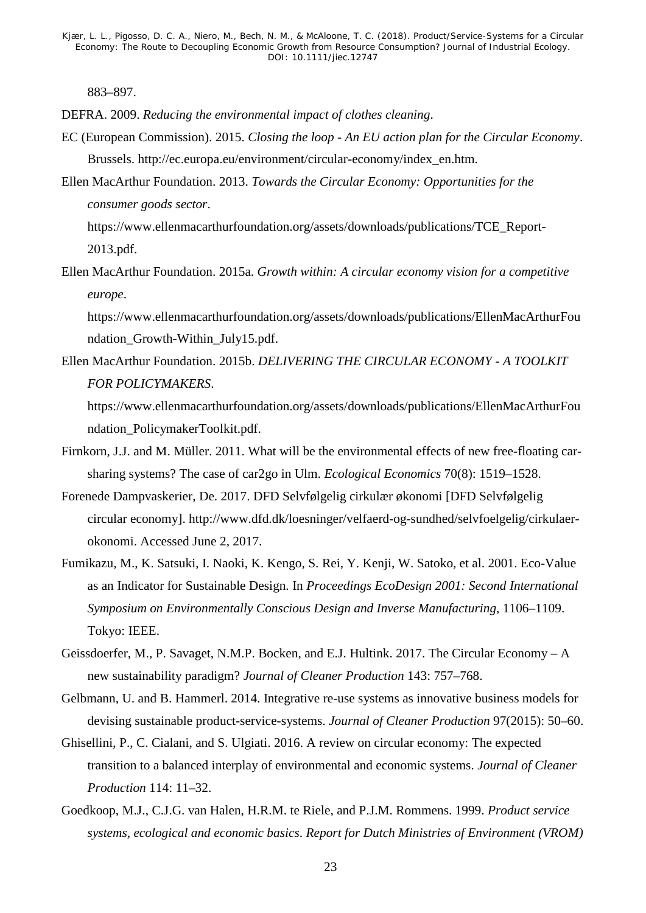883–897.

DEFRA. 2009. *Reducing the environmental impact of clothes cleaning*.

EC (European Commission). 2015. *Closing the loop - An EU action plan for the Circular Economy*. Brussels. http://ec.europa.eu/environment/circular-economy/index_en.htm.

Ellen MacArthur Foundation. 2013. *Towards the Circular Economy: Opportunities for the consumer goods sector*. https://www.ellenmacarthurfoundation.org/assets/downloads/publications/TCE_Report-2013.pdf.

Ellen MacArthur Foundation. 2015a. *Growth within: A circular economy vision for a competitive europe*. https://www.ellenmacarthurfoundation.org/assets/downloads/publications/EllenMacArthurFoundation_Growth-Within_July15.pdf.

Ellen MacArthur Foundation. 2015b. *DELIVERING THE CIRCULAR ECONOMY - A TOOLKIT FOR POLICYMAKERS*. https://www.ellenmacarthurfoundation.org/assets/downloads/publications/EllenMacArthurFoundation_PolicymakerToolkit.pdf.

Firnkorn, J.J. and M. Müller. 2011. What will be the environmental effects of new free-floating car-sharing systems? The case of car2go in Ulm. *Ecological Economics* 70(8): 1519–1528.

Forenede Dampvaskerier, De. 2017. DFD Selvfølgelig cirkulær økonomi [DFD Selvfølgelig circular economy]. http://www.dfd.dk/loesninger/velfaerd-og-sundhed/selvfoelgelig/cirkulaer-okonomi. Accessed June 2, 2017.

Fumikazu, M., K. Satsuki, I. Naoki, K. Kengo, S. Rei, Y. Kenji, W. Satoko, et al. 2001. Eco-Value as an Indicator for Sustainable Design. In *Proceedings EcoDesign 2001: Second International Symposium on Environmentally Conscious Design and Inverse Manufacturing*, 1106–1109. Tokyo: IEEE.

Geissdoerfer, M., P. Savaget, N.M.P. Bocken, and E.J. Hultink. 2017. The Circular Economy – A new sustainability paradigm? *Journal of Cleaner Production* 143: 757–768.

Gelbmann, U. and B. Hammerl. 2014. Integrative re-use systems as innovative business models for devising sustainable product-service-systems. *Journal of Cleaner Production* 97(2015): 50–60.

Ghisellini, P., C. Cialani, and S. Ulgiati. 2016. A review on circular economy: The expected transition to a balanced interplay of environmental and economic systems. *Journal of Cleaner Production* 114: 11–32.

Goedkoop, M.J., C.J.G. van Halen, H.R.M. te Riele, and P.J.M. Rommens. 1999. *Product service systems, ecological and economic basics*. *Report for Dutch Ministries of Environment (VROM)*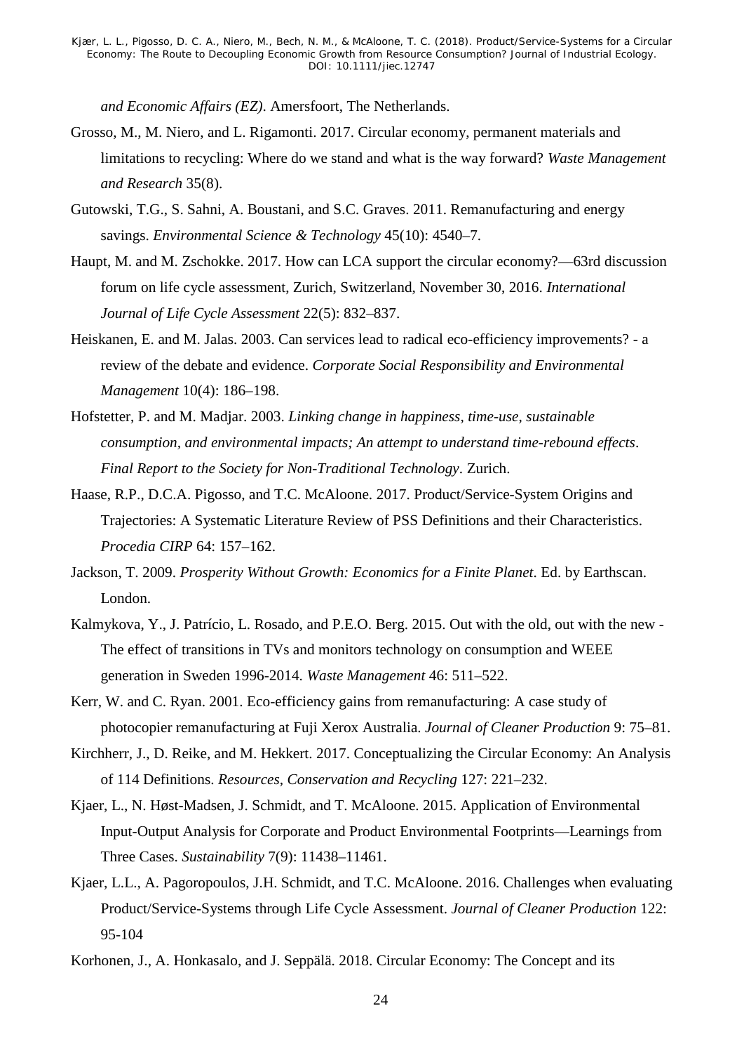*and Economic Affairs (EZ)*. Amersfoort, The Netherlands.

Grosso, M., M. Niero, and L. Rigamonti. 2017. Circular economy, permanent materials and limitations to recycling: Where do we stand and what is the way forward? *Waste Management and Research* 35(8).

Gutowski, T.G., S. Sahni, A. Boustani, and S.C. Graves. 2011. Remanufacturing and energy savings. *Environmental Science & Technology* 45(10): 4540–7.

Haupt, M. and M. Zschokke. 2017. How can LCA support the circular economy?—63rd discussion forum on life cycle assessment, Zurich, Switzerland, November 30, 2016. *International Journal of Life Cycle Assessment* 22(5): 832–837.

Heiskanen, E. and M. Jalas. 2003. Can services lead to radical eco-efficiency improvements? - a review of the debate and evidence. *Corporate Social Responsibility and Environmental Management* 10(4): 186–198.

Hofstetter, P. and M. Madjar. 2003. *Linking change in happiness, time-use, sustainable consumption, and environmental impacts; An attempt to understand time-rebound effects*. *Final Report to the Society for Non-Traditional Technology*. Zurich.

Haase, R.P., D.C.A. Pigosso, and T.C. McAloone. 2017. Product/Service-System Origins and Trajectories: A Systematic Literature Review of PSS Definitions and their Characteristics. *Procedia CIRP* 64: 157–162.

Jackson, T. 2009. *Prosperity Without Growth: Economics for a Finite Planet*. Ed. by Earthscan. London.

Kalmykova, Y., J. Patrício, L. Rosado, and P.E.O. Berg. 2015. Out with the old, out with the new - The effect of transitions in TVs and monitors technology on consumption and WEEE generation in Sweden 1996-2014. *Waste Management* 46: 511–522.

Kerr, W. and C. Ryan. 2001. Eco-efficiency gains from remanufacturing: A case study of photocopier remanufacturing at Fuji Xerox Australia. *Journal of Cleaner Production* 9: 75–81.

Kirchherr, J., D. Reike, and M. Hekkert. 2017. Conceptualizing the Circular Economy: An Analysis of 114 Definitions. *Resources, Conservation and Recycling* 127: 221–232.

Kjaer, L., N. Høst-Madsen, J. Schmidt, and T. McAloone. 2015. Application of Environmental Input-Output Analysis for Corporate and Product Environmental Footprints—Learnings from Three Cases. *Sustainability* 7(9): 11438–11461.

Kjaer, L.L., A. Pagoropoulos, J.H. Schmidt, and T.C. McAloone. 2016. Challenges when evaluating Product/Service-Systems through Life Cycle Assessment. *Journal of Cleaner Production* 122: 95-104

Korhonen, J., A. Honkasalo, and J. Seppälä. 2018. Circular Economy: The Concept and its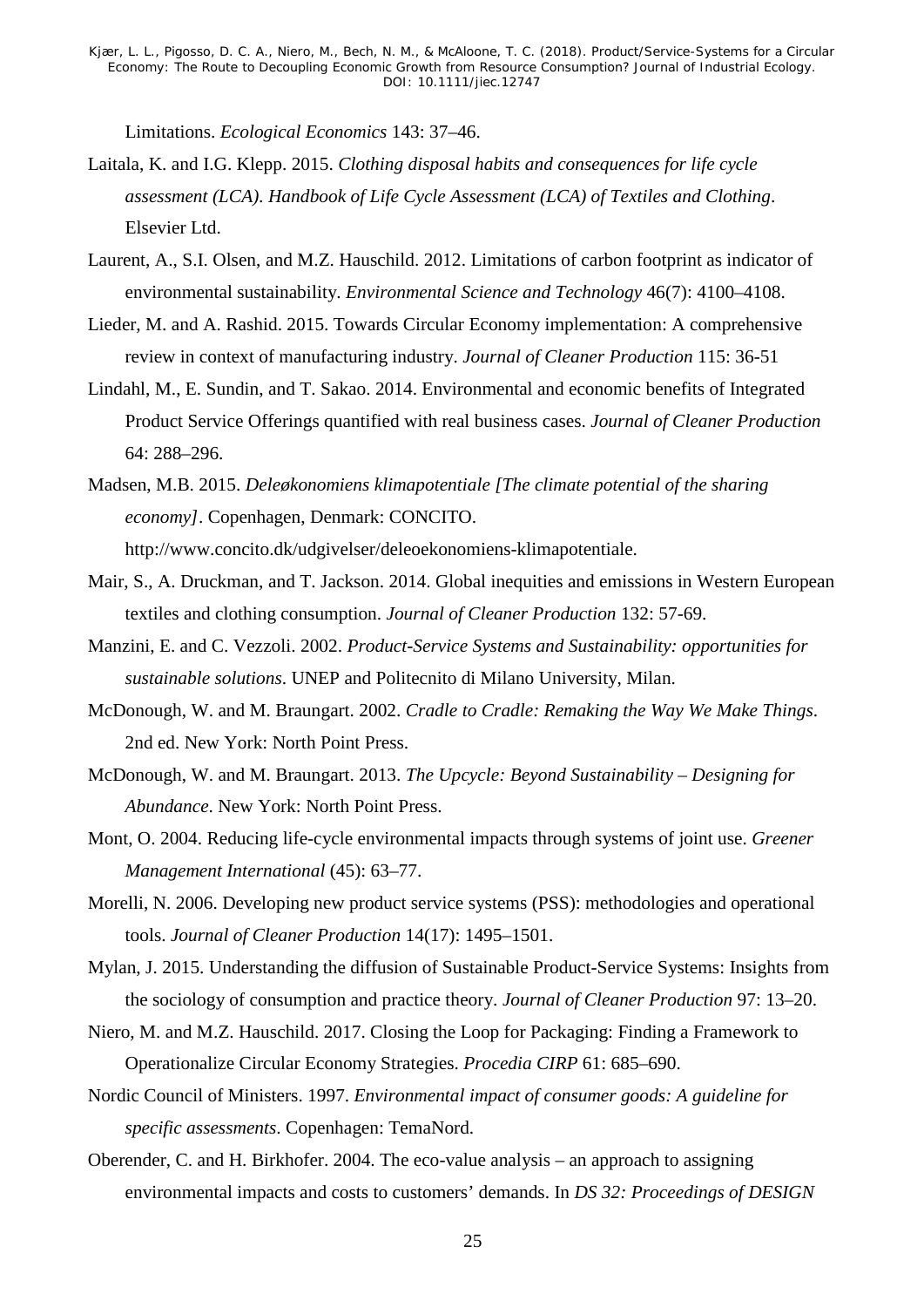Limitations. *Ecological Economics* 143: 37–46.

Laitala, K. and I.G. Klepp. 2015. *Clothing disposal habits and consequences for life cycle assessment (LCA). Handbook of Life Cycle Assessment (LCA) of Textiles and Clothing*. Elsevier Ltd.

Laurent, A., S.I. Olsen, and M.Z. Hauschild. 2012. Limitations of carbon footprint as indicator of environmental sustainability. *Environmental Science and Technology* 46(7): 4100–4108.

Lieder, M. and A. Rashid. 2015. Towards Circular Economy implementation: A comprehensive review in context of manufacturing industry. *Journal of Cleaner Production* 115: 36-51

Lindahl, M., E. Sundin, and T. Sakao. 2014. Environmental and economic benefits of Integrated Product Service Offerings quantified with real business cases. *Journal of Cleaner Production* 64: 288–296.

Madsen, M.B. 2015. *Deleøkonomiens klimapotentiale [The climate potential of the sharing economy]*. Copenhagen, Denmark: CONCITO. http://www.concito.dk/udgivelser/deleoekonomiens-klimapotentiale.

Mair, S., A. Druckman, and T. Jackson. 2014. Global inequities and emissions in Western European textiles and clothing consumption. *Journal of Cleaner Production* 132: 57-69.

Manzini, E. and C. Vezzoli. 2002. *Product-Service Systems and Sustainability: opportunities for sustainable solutions*. UNEP and Politecnito di Milano University, Milan.

McDonough, W. and M. Braungart. 2002. *Cradle to Cradle: Remaking the Way We Make Things*. 2nd ed. New York: North Point Press.

McDonough, W. and M. Braungart. 2013. *The Upcycle: Beyond Sustainability – Designing for Abundance*. New York: North Point Press.

Mont, O. 2004. Reducing life-cycle environmental impacts through systems of joint use. *Greener Management International* (45): 63–77.

Morelli, N. 2006. Developing new product service systems (PSS): methodologies and operational tools. *Journal of Cleaner Production* 14(17): 1495–1501.

Mylan, J. 2015. Understanding the diffusion of Sustainable Product-Service Systems: Insights from the sociology of consumption and practice theory. *Journal of Cleaner Production* 97: 13–20.

Niero, M. and M.Z. Hauschild. 2017. Closing the Loop for Packaging: Finding a Framework to Operationalize Circular Economy Strategies. *Procedia CIRP* 61: 685–690.

Nordic Council of Ministers. 1997. *Environmental impact of consumer goods: A guideline for specific assessments*. Copenhagen: TemaNord.

Oberender, C. and H. Birkhofer. 2004. The eco-value analysis – an approach to assigning environmental impacts and costs to customers' demands. In *DS 32: Proceedings of DESIGN*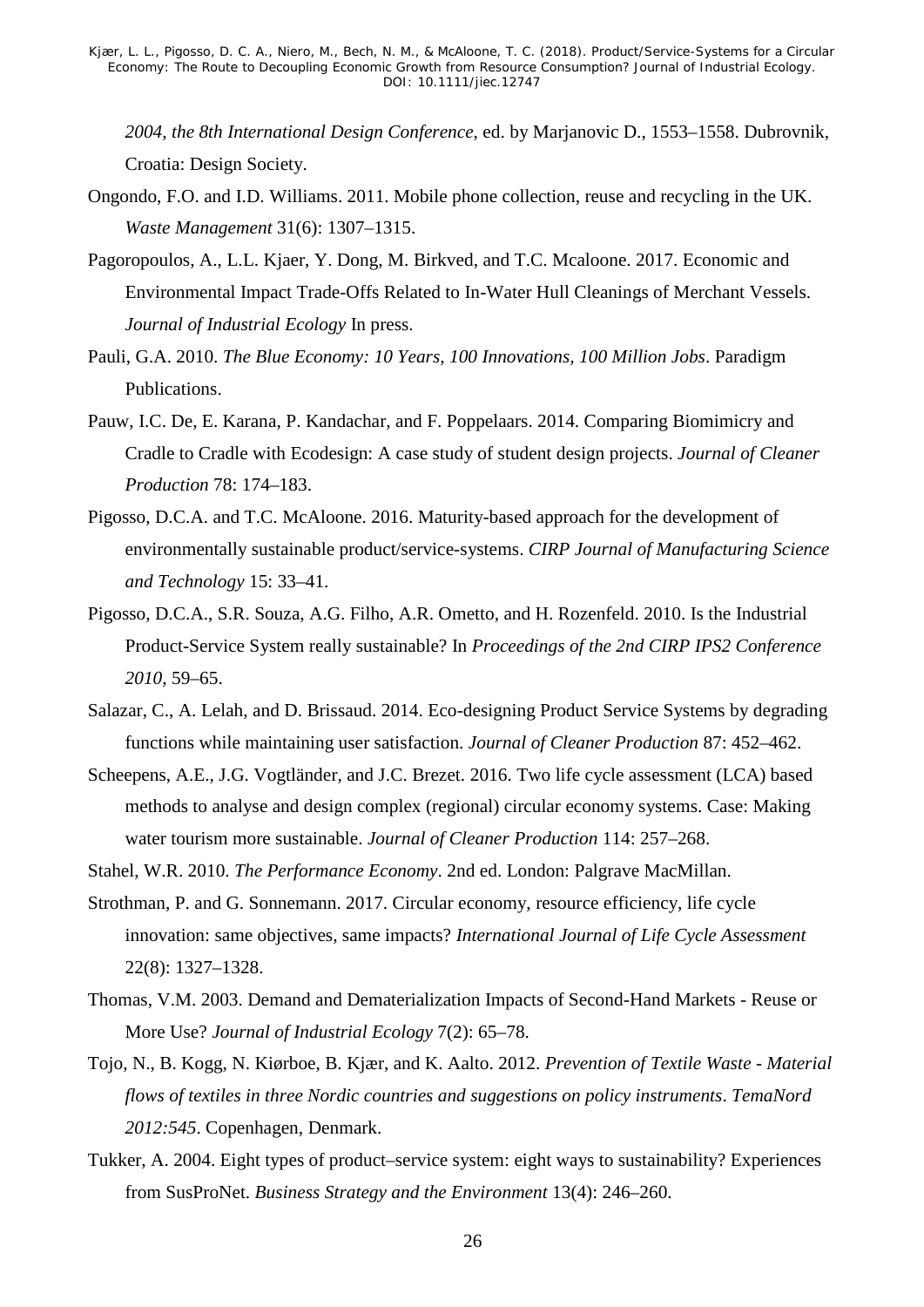*2004, the 8th International Design Conference*, ed. by Marjanovic D., 1553–1558. Dubrovnik, Croatia: Design Society.

Ongondo, F.O. and I.D. Williams. 2011. Mobile phone collection, reuse and recycling in the UK. *Waste Management* 31(6): 1307–1315.

Pagoropoulos, A., L.L. Kjaer, Y. Dong, M. Birkved, and T.C. Mcaloone. 2017. Economic and Environmental Impact Trade-Offs Related to In-Water Hull Cleanings of Merchant Vessels. *Journal of Industrial Ecology* In press.

Pauli, G.A. 2010. *The Blue Economy: 10 Years, 100 Innovations, 100 Million Jobs*. Paradigm Publications.

Pauw, I.C. De, E. Karana, P. Kandachar, and F. Poppelaars. 2014. Comparing Biomimicry and Cradle to Cradle with Ecodesign: A case study of student design projects. *Journal of Cleaner Production* 78: 174–183.

Pigosso, D.C.A. and T.C. McAloone. 2016. Maturity-based approach for the development of environmentally sustainable product/service-systems. *CIRP Journal of Manufacturing Science and Technology* 15: 33–41.

Pigosso, D.C.A., S.R. Souza, A.G. Filho, A.R. Ometto, and H. Rozenfeld. 2010. Is the Industrial Product-Service System really sustainable? In *Proceedings of the 2nd CIRP IPS2 Conference 2010*, 59–65.

Salazar, C., A. Lelah, and D. Brissaud. 2014. Eco-designing Product Service Systems by degrading functions while maintaining user satisfaction. *Journal of Cleaner Production* 87: 452–462.

Scheepens, A.E., J.G. Vogtländer, and J.C. Brezet. 2016. Two life cycle assessment (LCA) based methods to analyse and design complex (regional) circular economy systems. Case: Making water tourism more sustainable. *Journal of Cleaner Production* 114: 257–268.

Stahel, W.R. 2010. *The Performance Economy*. 2nd ed. London: Palgrave MacMillan.

Strothman, P. and G. Sonnemann. 2017. Circular economy, resource efficiency, life cycle innovation: same objectives, same impacts? *International Journal of Life Cycle Assessment* 22(8): 1327–1328.

Thomas, V.M. 2003. Demand and Dematerialization Impacts of Second-Hand Markets - Reuse or More Use? *Journal of Industrial Ecology* 7(2): 65–78.

Tojo, N., B. Kogg, N. Kiørboe, B. Kjær, and K. Aalto. 2012. *Prevention of Textile Waste - Material flows of textiles in three Nordic countries and suggestions on policy instruments*. *TemaNord 2012:545*. Copenhagen, Denmark.

Tukker, A. 2004. Eight types of product–service system: eight ways to sustainability? Experiences from SusProNet. *Business Strategy and the Environment* 13(4): 246–260.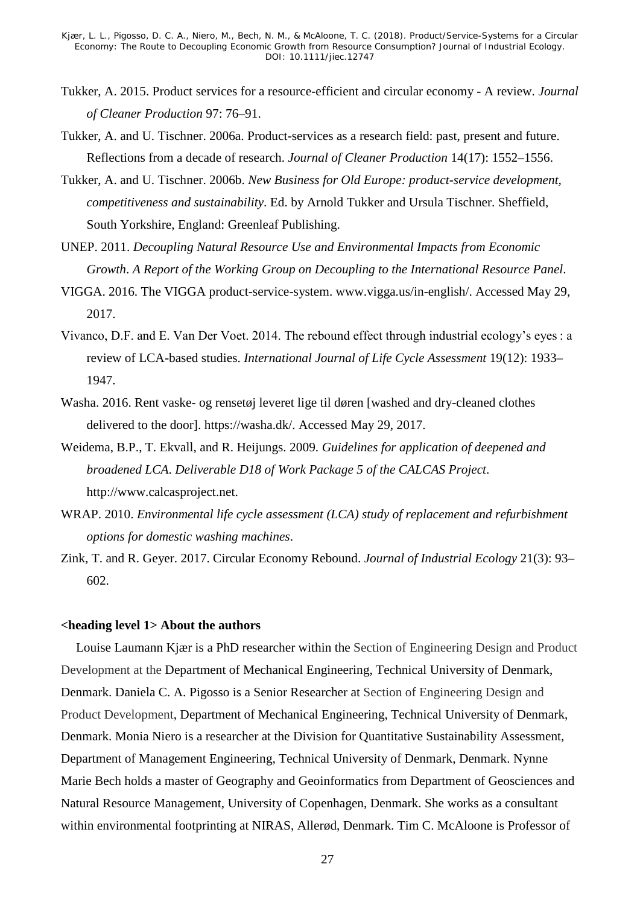Tukker, A. 2015. Product services for a resource-efficient and circular economy - A review. *Journal of Cleaner Production* 97: 76–91.

Tukker, A. and U. Tischner. 2006a. Product-services as a research field: past, present and future. Reflections from a decade of research. *Journal of Cleaner Production* 14(17): 1552–1556.

Tukker, A. and U. Tischner. 2006b. *New Business for Old Europe: product-service development, competitiveness and sustainability*. Ed. by Arnold Tukker and Ursula Tischner. Sheffield, South Yorkshire, England: Greenleaf Publishing.

UNEP. 2011. *Decoupling Natural Resource Use and Environmental Impacts from Economic Growth*. *A Report of the Working Group on Decoupling to the International Resource Panel*.

VIGGA. 2016. The VIGGA product-service-system. www.vigga.us/in-english/. Accessed May 29, 2017.

Vivanco, D.F. and E. Van Der Voet. 2014. The rebound effect through industrial ecology's eyes : a review of LCA-based studies. *International Journal of Life Cycle Assessment* 19(12): 1933–1947.

Washa. 2016. Rent vaske- og rensetøj leveret lige til døren [washed and dry-cleaned clothes delivered to the door]. https://washa.dk/. Accessed May 29, 2017.

Weidema, B.P., T. Ekvall, and R. Heijungs. 2009. *Guidelines for application of deepened and broadened LCA*. *Deliverable D18 of Work Package 5 of the CALCAS Project*. http://www.calcasproject.net.

WRAP. 2010. *Environmental life cycle assessment (LCA) study of replacement and refurbishment options for domestic washing machines*.

Zink, T. and R. Geyer. 2017. Circular Economy Rebound. *Journal of Industrial Ecology* 21(3): 93–602.

**<heading level 1> About the authors**

Louise Laumann Kjær is a PhD researcher within the Section of Engineering Design and Product Development at the Department of Mechanical Engineering, Technical University of Denmark, Denmark. Daniela C. A. Pigosso is a Senior Researcher at Section of Engineering Design and Product Development, Department of Mechanical Engineering, Technical University of Denmark, Denmark. Monia Niero is a researcher at the Division for Quantitative Sustainability Assessment, Department of Management Engineering, Technical University of Denmark, Denmark. Nynne Marie Bech holds a master of Geography and Geoinformatics from Department of Geosciences and Natural Resource Management, University of Copenhagen, Denmark. She works as a consultant within environmental footprinting at NIRAS, Allerød, Denmark. Tim C. McAloone is Professor of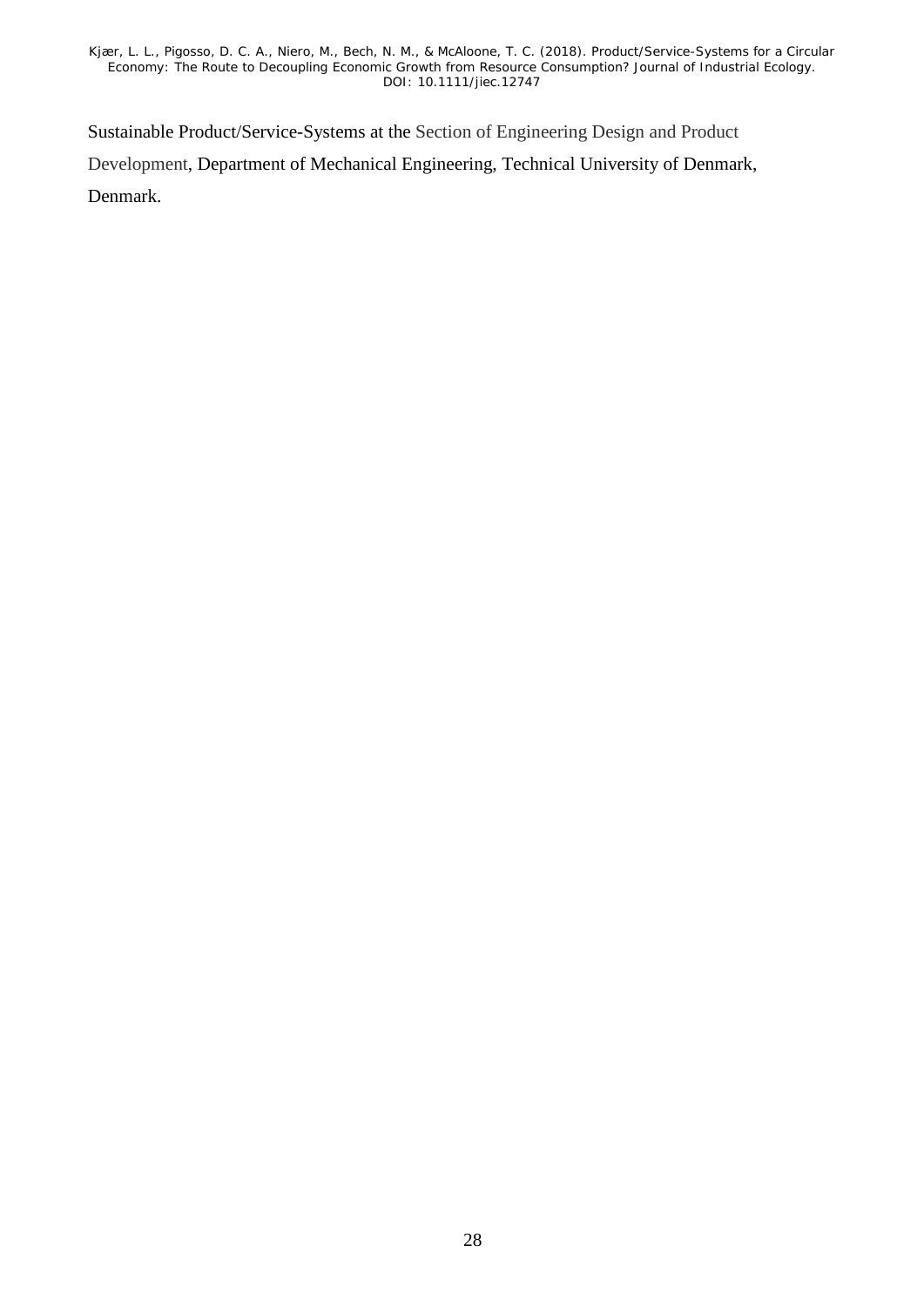Sustainable Product/Service-Systems at the Section of Engineering Design and Product Development, Department of Mechanical Engineering, Technical University of Denmark, Denmark.